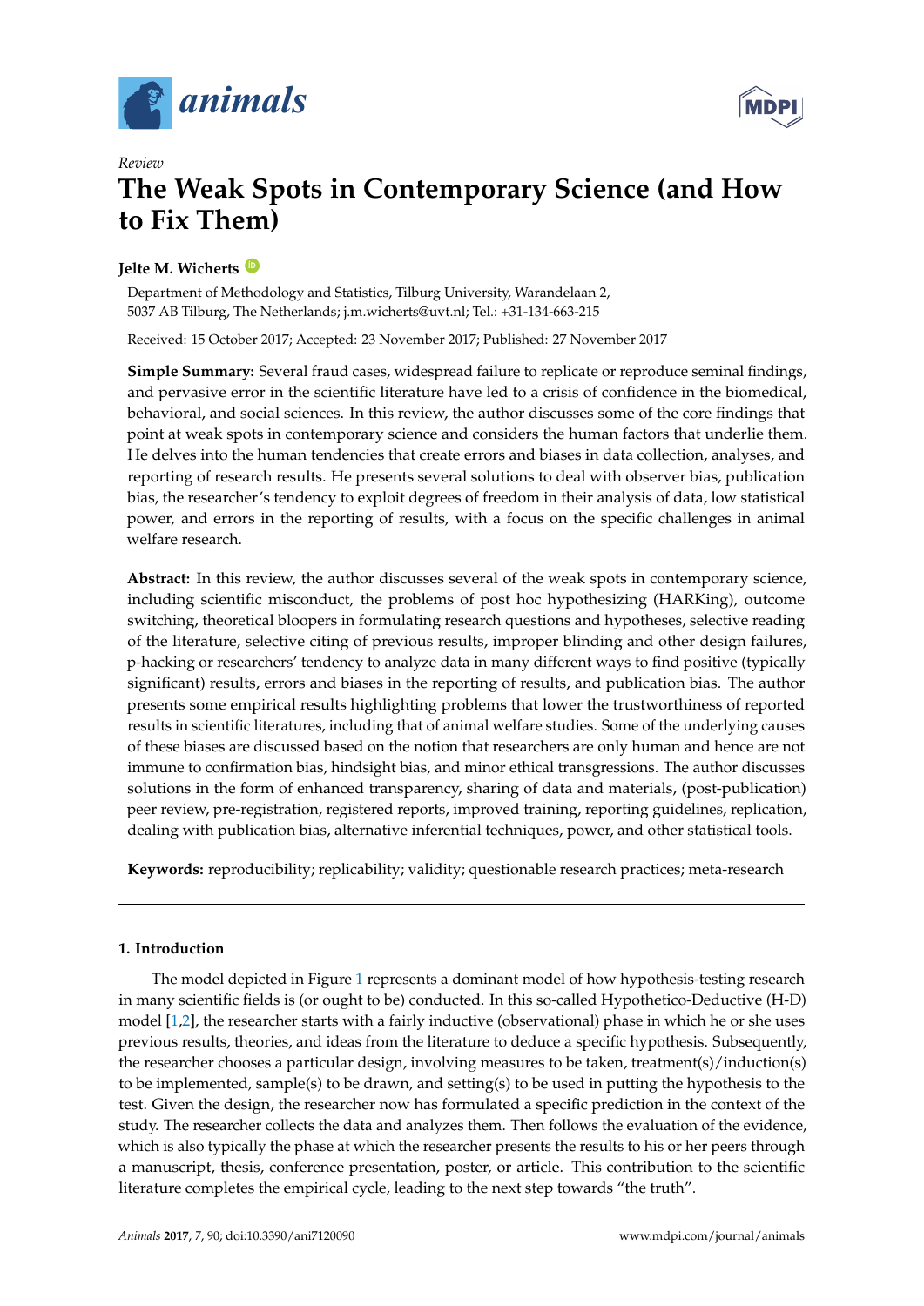*Review*

# The Weak Spots in Contemporary Science (and How to Fix Them)

**Jelte M. Wicherts**

Department of Methodology and Statistics, Tilburg University, Warandelaan 2, 5037 AB Tilburg, The Netherlands; j.m.wicherts@uvt.nl; Tel.: +31-134-663-215

Received: 15 October 2017; Accepted: 23 November 2017; Published: 27 November 2017

**Simple Summary:** Several fraud cases, widespread failure to replicate or reproduce seminal findings, and pervasive error in the scientific literature have led to a crisis of confidence in the biomedical, behavioral, and social sciences. In this review, the author discusses some of the core findings that point at weak spots in contemporary science and considers the human factors that underlie them. He delves into the human tendencies that create errors and biases in data collection, analyses, and reporting of research results. He presents several solutions to deal with observer bias, publication bias, the researcher's tendency to exploit degrees of freedom in their analysis of data, low statistical power, and errors in the reporting of results, with a focus on the specific challenges in animal welfare research.

**Abstract:** In this review, the author discusses several of the weak spots in contemporary science, including scientific misconduct, the problems of post hoc hypothesizing (HARKing), outcome switching, theoretical bloopers in formulating research questions and hypotheses, selective reading of the literature, selective citing of previous results, improper blinding and other design failures, p-hacking or researchers' tendency to analyze data in many different ways to find positive (typically significant) results, errors and biases in the reporting of results, and publication bias. The author presents some empirical results highlighting problems that lower the trustworthiness of reported results in scientific literatures, including that of animal welfare studies. Some of the underlying causes of these biases are discussed based on the notion that researchers are only human and hence are not immune to confirmation bias, hindsight bias, and minor ethical transgressions. The author discusses solutions in the form of enhanced transparency, sharing of data and materials, (post-publication) peer review, pre-registration, registered reports, improved training, reporting guidelines, replication, dealing with publication bias, alternative inferential techniques, power, and other statistical tools.

**Keywords:** reproducibility; replicability; validity; questionable research practices; meta-research

---

## 1. Introduction

The model depicted in Figure 1 represents a dominant model of how hypothesis-testing research in many scientific fields is (or ought to be) conducted. In this so-called Hypothetico-Deductive (H-D) model [1,2], the researcher starts with a fairly inductive (observational) phase in which he or she uses previous results, theories, and ideas from the literature to deduce a specific hypothesis. Subsequently, the researcher chooses a particular design, involving measures to be taken, treatment(s)/induction(s) to be implemented, sample(s) to be drawn, and setting(s) to be used in putting the hypothesis to the test. Given the design, the researcher now has formulated a specific prediction in the context of the study. The researcher collects the data and analyzes them. Then follows the evaluation of the evidence, which is also typically the phase at which the researcher presents the results to his or her peers through a manuscript, thesis, conference presentation, poster, or article. This contribution to the scientific literature completes the empirical cycle, leading to the next step towards "the truth".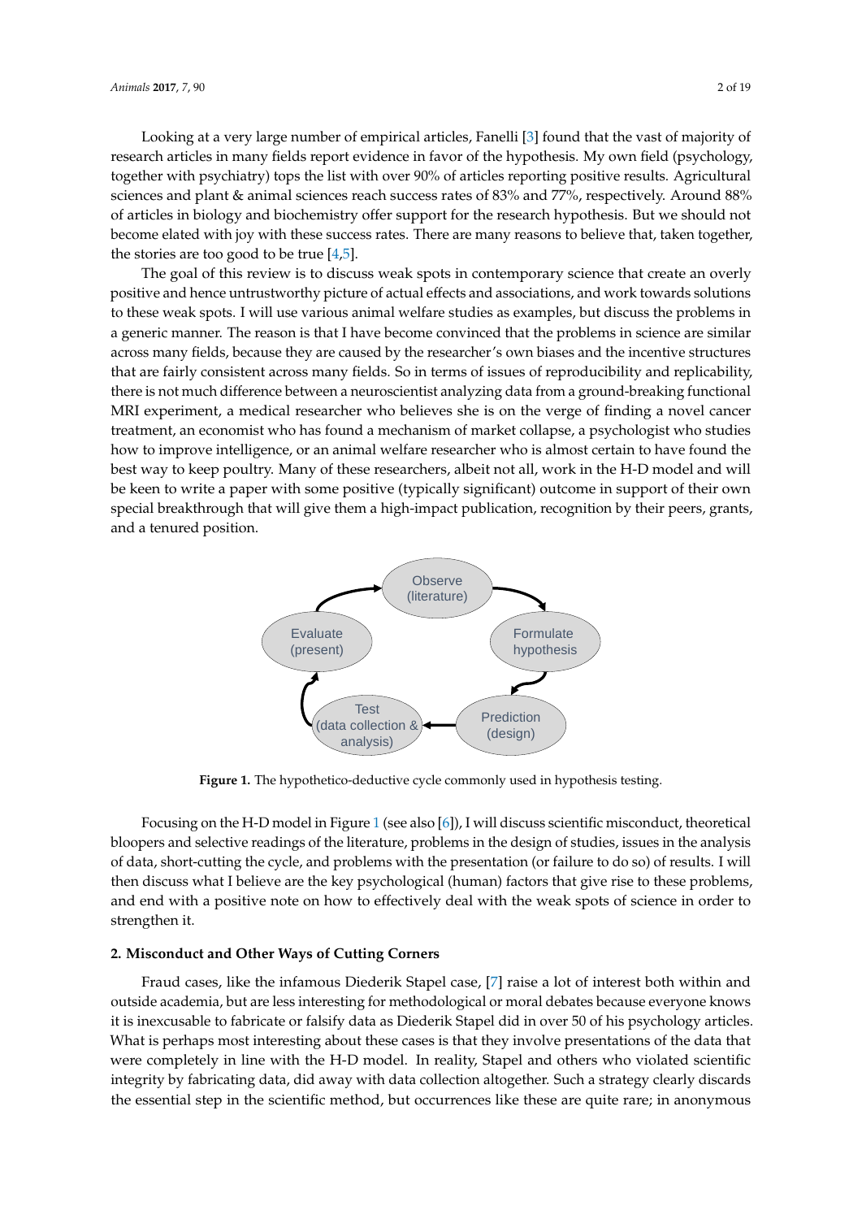Looking at a very large number of empirical articles, Fanelli [3] found that the vast of majority of research articles in many fields report evidence in favor of the hypothesis. My own field (psychology, together with psychiatry) tops the list with over 90% of articles reporting positive results. Agricultural sciences and plant & animal sciences reach success rates of 83% and 77%, respectively. Around 88% of articles in biology and biochemistry offer support for the research hypothesis. But we should not become elated with joy with these success rates. There are many reasons to believe that, taken together, the stories are too good to be true [4,5].

The goal of this review is to discuss weak spots in contemporary science that create an overly positive and hence untrustworthy picture of actual effects and associations, and work towards solutions to these weak spots. I will use various animal welfare studies as examples, but discuss the problems in a generic manner. The reason is that I have become convinced that the problems in science are similar across many fields, because they are caused by the researcher's own biases and the incentive structures that are fairly consistent across many fields. So in terms of issues of reproducibility and replicability, there is not much difference between a neuroscientist analyzing data from a ground-breaking functional MRI experiment, a medical researcher who believes she is on the verge of finding a novel cancer treatment, an economist who has found a mechanism of market collapse, a psychologist who studies how to improve intelligence, or an animal welfare researcher who is almost certain to have found the best way to keep poultry. Many of these researchers, albeit not all, work in the H-D model and will be keen to write a paper with some positive (typically significant) outcome in support of their own special breakthrough that will give them a high-impact publication, recognition by their peers, grants, and a tenured position.

Observe (literature) → Formulate hypothesis → Prediction (design) → Test (data collection & analysis) → Evaluate (present) → Observe (literature)

**Figure 1.** The hypothetico-deductive cycle commonly used in hypothesis testing.

Focusing on the H-D model in Figure 1 (see also [6]), I will discuss scientific misconduct, theoretical bloopers and selective readings of the literature, problems in the design of studies, issues in the analysis of data, short-cutting the cycle, and problems with the presentation (or failure to do so) of results. I will then discuss what I believe are the key psychological (human) factors that give rise to these problems, and end with a positive note on how to effectively deal with the weak spots of science in order to strengthen it.

## 2. Misconduct and Other Ways of Cutting Corners

Fraud cases, like the infamous Diederik Stapel case, [7] raise a lot of interest both within and outside academia, but are less interesting for methodological or moral debates because everyone knows it is inexcusable to fabricate or falsify data as Diederik Stapel did in over 50 of his psychology articles. What is perhaps most interesting about these cases is that they involve presentations of the data that were completely in line with the H-D model. In reality, Stapel and others who violated scientific integrity by fabricating data, did away with data collection altogether. Such a strategy clearly discards the essential step in the scientific method, but occurrences like these are quite rare; in anonymous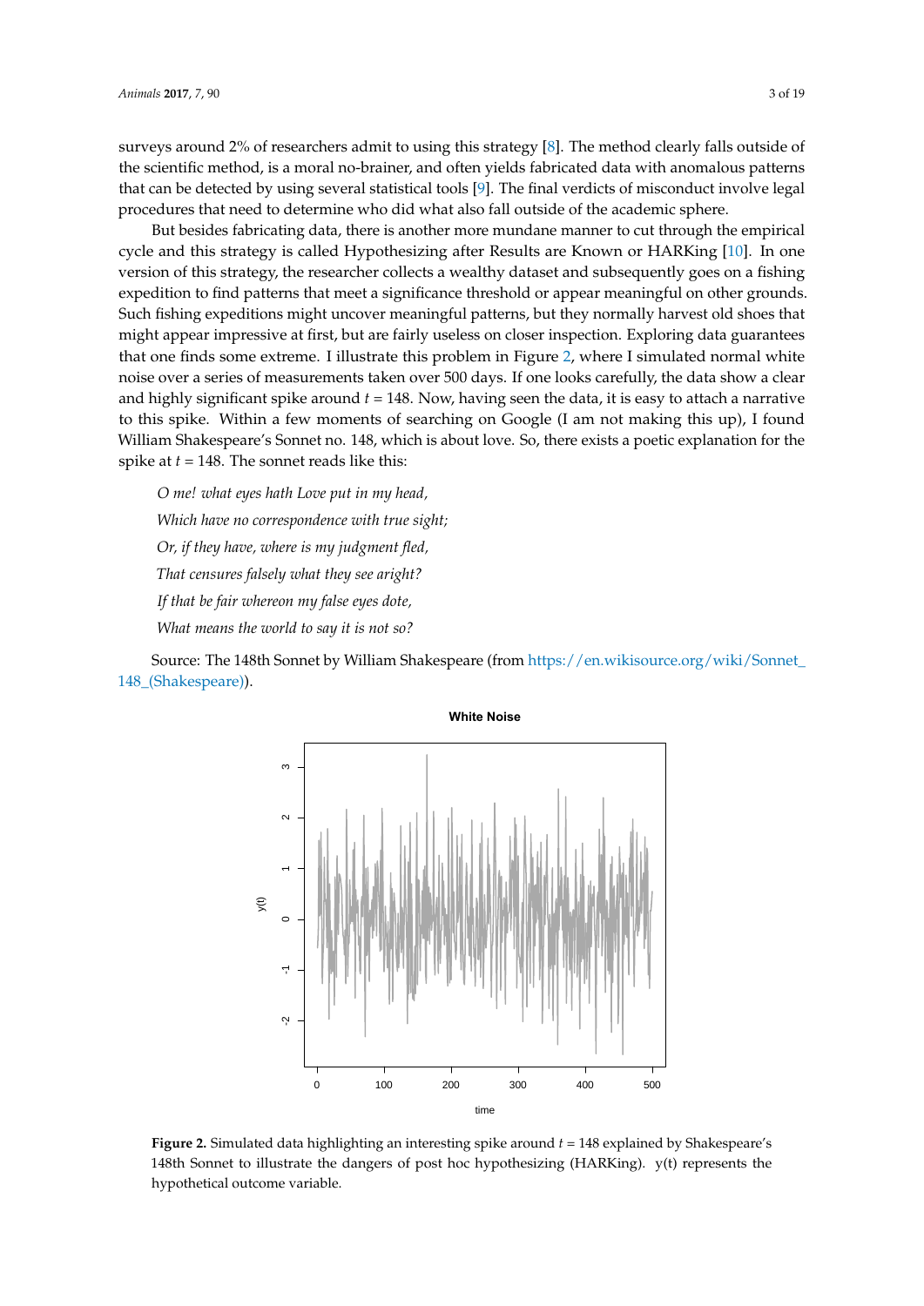surveys around 2% of researchers admit to using this strategy [8]. The method clearly falls outside of the scientific method, is a moral no-brainer, and often yields fabricated data with anomalous patterns that can be detected by using several statistical tools [9]. The final verdicts of misconduct involve legal procedures that need to determine who did what also fall outside of the academic sphere.

But besides fabricating data, there is another more mundane manner to cut through the empirical cycle and this strategy is called Hypothesizing after Results are Known or HARKing [10]. In one version of this strategy, the researcher collects a wealthy dataset and subsequently goes on a fishing expedition to find patterns that meet a significance threshold or appear meaningful on other grounds. Such fishing expeditions might uncover meaningful patterns, but they normally harvest old shoes that might appear impressive at first, but are fairly useless on closer inspection. Exploring data guarantees that one finds some extreme. I illustrate this problem in Figure 2, where I simulated normal white noise over a series of measurements taken over 500 days. If one looks carefully, the data show a clear and highly significant spike around $t = 148$. Now, having seen the data, it is easy to attach a narrative to this spike. Within a few moments of searching on Google (I am not making this up), I found William Shakespeare's Sonnet no. 148, which is about love. So, there exists a poetic explanation for the spike at $t = 148$. The sonnet reads like this:

*O me! what eyes hath Love put in my head,*

*Which have no correspondence with true sight;*

*Or, if they have, where is my judgment fled,*

*That censures falsely what they see aright?*

*If that be fair whereon my false eyes dote,*

*What means the world to say it is not so?*

Source: The 148th Sonnet by William Shakespeare (from https://en.wikisource.org/wiki/Sonnet_148_(Shakespeare)).

**Figure 2.** Simulated data highlighting an interesting spike around $t = 148$ explained by Shakespeare's 148th Sonnet to illustrate the dangers of post hoc hypothesizing (HARKing). y(t) represents the hypothetical outcome variable.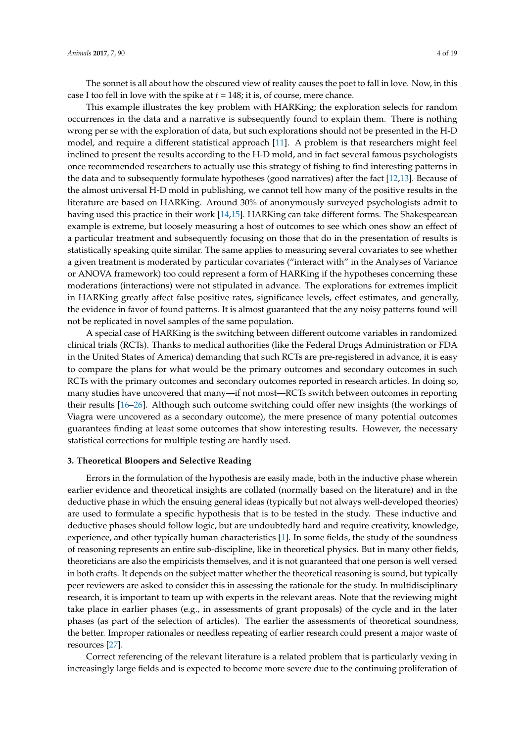The sonnet is all about how the obscured view of reality causes the poet to fall in love. Now, in this case I too fell in love with the spike at $t = 148$; it is, of course, mere chance.

This example illustrates the key problem with HARKing; the exploration selects for random occurrences in the data and a narrative is subsequently found to explain them. There is nothing wrong per se with the exploration of data, but such explorations should not be presented in the H-D model, and require a different statistical approach [11]. A problem is that researchers might feel inclined to present the results according to the H-D mold, and in fact several famous psychologists once recommended researchers to actually use this strategy of fishing to find interesting patterns in the data and to subsequently formulate hypotheses (good narratives) after the fact [12,13]. Because of the almost universal H-D mold in publishing, we cannot tell how many of the positive results in the literature are based on HARKing. Around 30% of anonymously surveyed psychologists admit to having used this practice in their work [14,15]. HARKing can take different forms. The Shakespearean example is extreme, but loosely measuring a host of outcomes to see which ones show an effect of a particular treatment and subsequently focusing on those that do in the presentation of results is statistically speaking quite similar. The same applies to measuring several covariates to see whether a given treatment is moderated by particular covariates ("interact with" in the Analyses of Variance or ANOVA framework) too could represent a form of HARKing if the hypotheses concerning these moderations (interactions) were not stipulated in advance. The explorations for extremes implicit in HARKing greatly affect false positive rates, significance levels, effect estimates, and generally, the evidence in favor of found patterns. It is almost guaranteed that the any noisy patterns found will not be replicated in novel samples of the same population.

A special case of HARKing is the switching between different outcome variables in randomized clinical trials (RCTs). Thanks to medical authorities (like the Federal Drugs Administration or FDA in the United States of America) demanding that such RCTs are pre-registered in advance, it is easy to compare the plans for what would be the primary outcomes and secondary outcomes in such RCTs with the primary outcomes and secondary outcomes reported in research articles. In doing so, many studies have uncovered that many—if not most—RCTs switch between outcomes in reporting their results [16–26]. Although such outcome switching could offer new insights (the workings of Viagra were uncovered as a secondary outcome), the mere presence of many potential outcomes guarantees finding at least some outcomes that show interesting results. However, the necessary statistical corrections for multiple testing are hardly used.

### 3. Theoretical Bloopers and Selective Reading

Errors in the formulation of the hypothesis are easily made, both in the inductive phase wherein earlier evidence and theoretical insights are collated (normally based on the literature) and in the deductive phase in which the ensuing general ideas (typically but not always well-developed theories) are used to formulate a specific hypothesis that is to be tested in the study. These inductive and deductive phases should follow logic, but are undoubtedly hard and require creativity, knowledge, experience, and other typically human characteristics [1]. In some fields, the study of the soundness of reasoning represents an entire sub-discipline, like in theoretical physics. But in many other fields, theoreticians are also the empiricists themselves, and it is not guaranteed that one person is well versed in both crafts. It depends on the subject matter whether the theoretical reasoning is sound, but typically peer reviewers are asked to consider this in assessing the rationale for the study. In multidisciplinary research, it is important to team up with experts in the relevant areas. Note that the reviewing might take place in earlier phases (e.g., in assessments of grant proposals) of the cycle and in the later phases (as part of the selection of articles). The earlier the assessments of theoretical soundness, the better. Improper rationales or needless repeating of earlier research could present a major waste of resources [27].

Correct referencing of the relevant literature is a related problem that is particularly vexing in increasingly large fields and is expected to become more severe due to the continuing proliferation of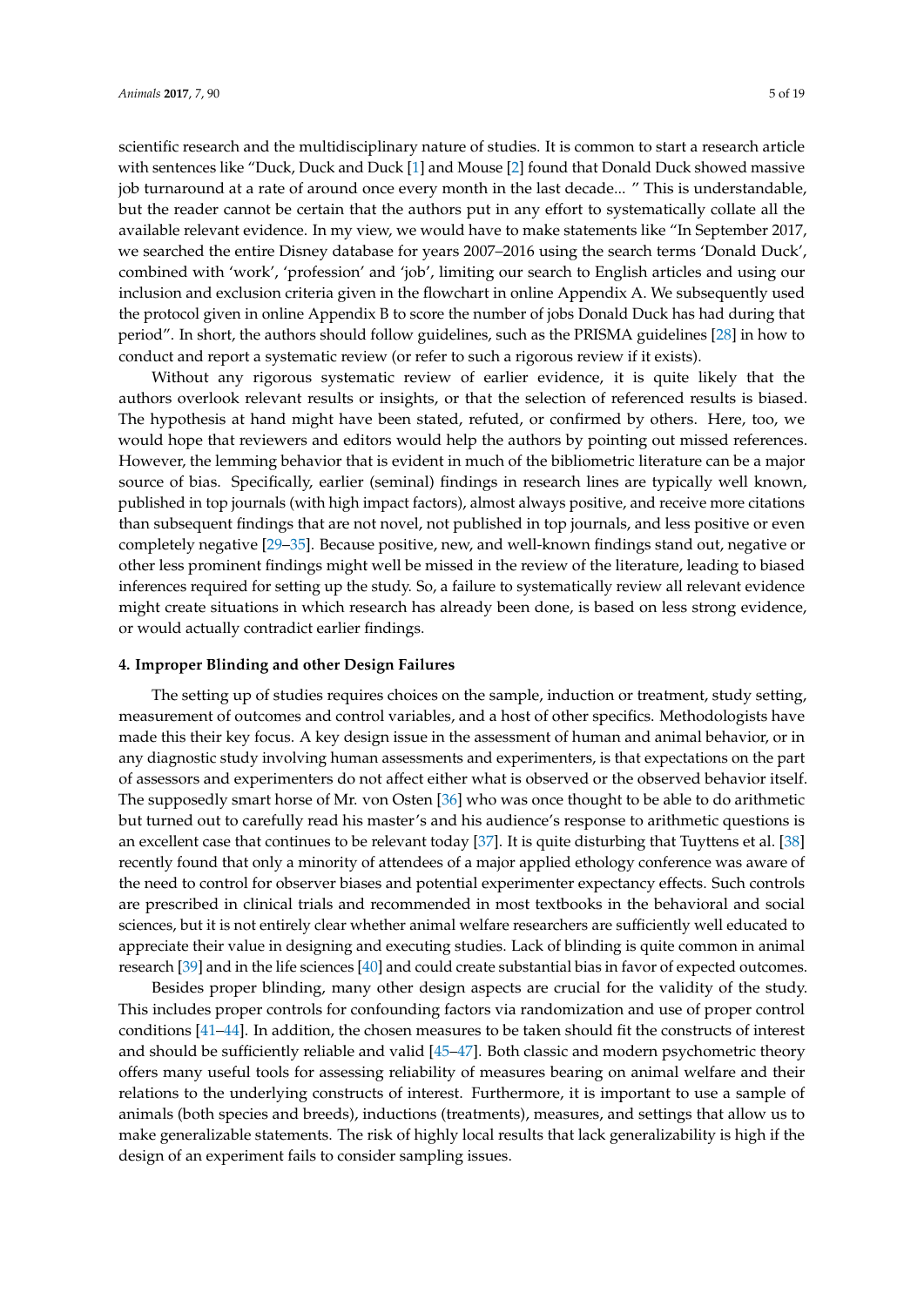scientific research and the multidisciplinary nature of studies. It is common to start a research article with sentences like "Duck, Duck and Duck [1] and Mouse [2] found that Donald Duck showed massive job turnaround at a rate of around once every month in the last decade... " This is understandable, but the reader cannot be certain that the authors put in any effort to systematically collate all the available relevant evidence. In my view, we would have to make statements like "In September 2017, we searched the entire Disney database for years 2007–2016 using the search terms 'Donald Duck', combined with 'work', 'profession' and 'job', limiting our search to English articles and using our inclusion and exclusion criteria given in the flowchart in online Appendix A. We subsequently used the protocol given in online Appendix B to score the number of jobs Donald Duck has had during that period". In short, the authors should follow guidelines, such as the PRISMA guidelines [28] in how to conduct and report a systematic review (or refer to such a rigorous review if it exists).

Without any rigorous systematic review of earlier evidence, it is quite likely that the authors overlook relevant results or insights, or that the selection of referenced results is biased. The hypothesis at hand might have been stated, refuted, or confirmed by others. Here, too, we would hope that reviewers and editors would help the authors by pointing out missed references. However, the lemming behavior that is evident in much of the bibliometric literature can be a major source of bias. Specifically, earlier (seminal) findings in research lines are typically well known, published in top journals (with high impact factors), almost always positive, and receive more citations than subsequent findings that are not novel, not published in top journals, and less positive or even completely negative [29–35]. Because positive, new, and well-known findings stand out, negative or other less prominent findings might well be missed in the review of the literature, leading to biased inferences required for setting up the study. So, a failure to systematically review all relevant evidence might create situations in which research has already been done, is based on less strong evidence, or would actually contradict earlier findings.

## 4. Improper Blinding and other Design Failures

The setting up of studies requires choices on the sample, induction or treatment, study setting, measurement of outcomes and control variables, and a host of other specifics. Methodologists have made this their key focus. A key design issue in the assessment of human and animal behavior, or in any diagnostic study involving human assessments and experimenters, is that expectations on the part of assessors and experimenters do not affect either what is observed or the observed behavior itself. The supposedly smart horse of Mr. von Osten [36] who was once thought to be able to do arithmetic but turned out to carefully read his master's and his audience's response to arithmetic questions is an excellent case that continues to be relevant today [37]. It is quite disturbing that Tuyttens et al. [38] recently found that only a minority of attendees of a major applied ethology conference was aware of the need to control for observer biases and potential experimenter expectancy effects. Such controls are prescribed in clinical trials and recommended in most textbooks in the behavioral and social sciences, but it is not entirely clear whether animal welfare researchers are sufficiently well educated to appreciate their value in designing and executing studies. Lack of blinding is quite common in animal research [39] and in the life sciences [40] and could create substantial bias in favor of expected outcomes.

Besides proper blinding, many other design aspects are crucial for the validity of the study. This includes proper controls for confounding factors via randomization and use of proper control conditions [41–44]. In addition, the chosen measures to be taken should fit the constructs of interest and should be sufficiently reliable and valid [45–47]. Both classic and modern psychometric theory offers many useful tools for assessing reliability of measures bearing on animal welfare and their relations to the underlying constructs of interest. Furthermore, it is important to use a sample of animals (both species and breeds), inductions (treatments), measures, and settings that allow us to make generalizable statements. The risk of highly local results that lack generalizability is high if the design of an experiment fails to consider sampling issues.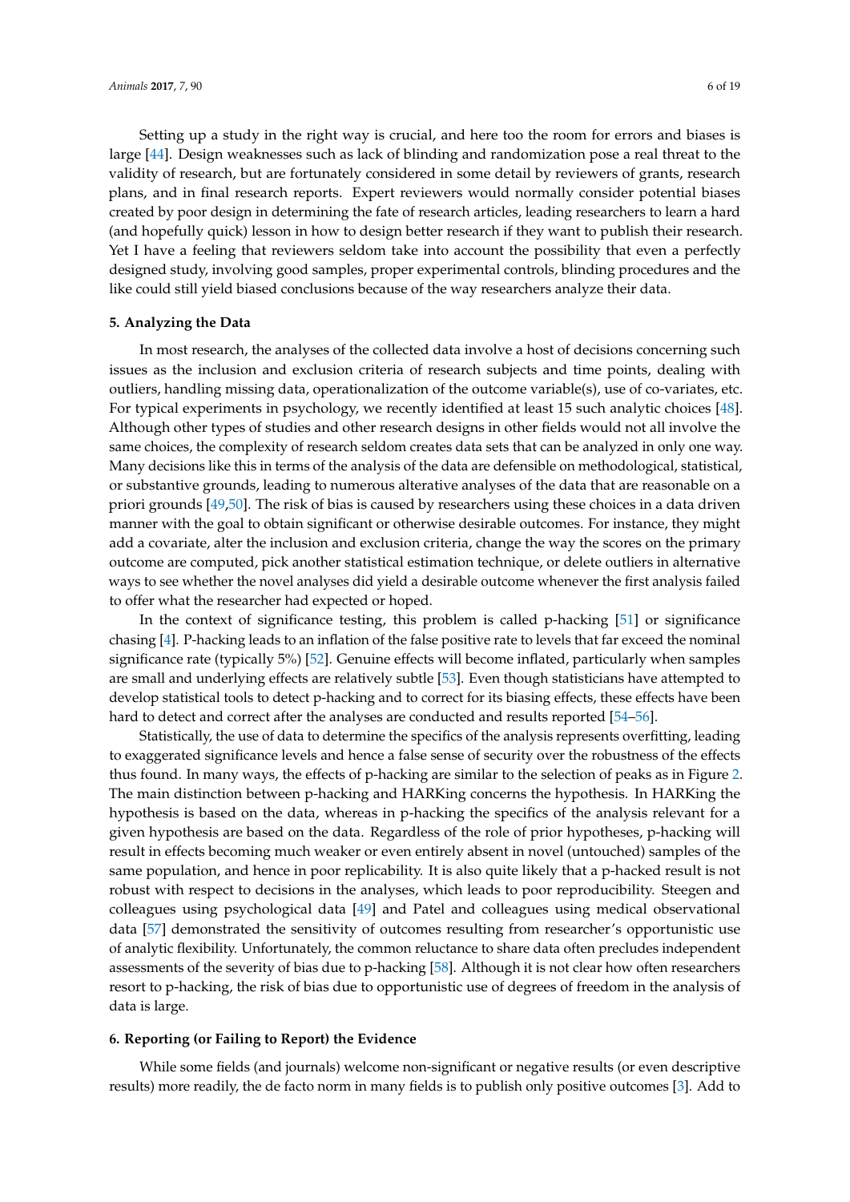Setting up a study in the right way is crucial, and here too the room for errors and biases is large [44]. Design weaknesses such as lack of blinding and randomization pose a real threat to the validity of research, but are fortunately considered in some detail by reviewers of grants, research plans, and in final research reports. Expert reviewers would normally consider potential biases created by poor design in determining the fate of research articles, leading researchers to learn a hard (and hopefully quick) lesson in how to design better research if they want to publish their research. Yet I have a feeling that reviewers seldom take into account the possibility that even a perfectly designed study, involving good samples, proper experimental controls, blinding procedures and the like could still yield biased conclusions because of the way researchers analyze their data.

## 5. Analyzing the Data

In most research, the analyses of the collected data involve a host of decisions concerning such issues as the inclusion and exclusion criteria of research subjects and time points, dealing with outliers, handling missing data, operationalization of the outcome variable(s), use of co-variates, etc. For typical experiments in psychology, we recently identified at least 15 such analytic choices [48]. Although other types of studies and other research designs in other fields would not all involve the same choices, the complexity of research seldom creates data sets that can be analyzed in only one way. Many decisions like this in terms of the analysis of the data are defensible on methodological, statistical, or substantive grounds, leading to numerous alterative analyses of the data that are reasonable on a priori grounds [49,50]. The risk of bias is caused by researchers using these choices in a data driven manner with the goal to obtain significant or otherwise desirable outcomes. For instance, they might add a covariate, alter the inclusion and exclusion criteria, change the way the scores on the primary outcome are computed, pick another statistical estimation technique, or delete outliers in alternative ways to see whether the novel analyses did yield a desirable outcome whenever the first analysis failed to offer what the researcher had expected or hoped.

In the context of significance testing, this problem is called p-hacking [51] or significance chasing [4]. P-hacking leads to an inflation of the false positive rate to levels that far exceed the nominal significance rate (typically 5%) [52]. Genuine effects will become inflated, particularly when samples are small and underlying effects are relatively subtle [53]. Even though statisticians have attempted to develop statistical tools to detect p-hacking and to correct for its biasing effects, these effects have been hard to detect and correct after the analyses are conducted and results reported [54–56].

Statistically, the use of data to determine the specifics of the analysis represents overfitting, leading to exaggerated significance levels and hence a false sense of security over the robustness of the effects thus found. In many ways, the effects of p-hacking are similar to the selection of peaks as in Figure 2. The main distinction between p-hacking and HARKing concerns the hypothesis. In HARKing the hypothesis is based on the data, whereas in p-hacking the specifics of the analysis relevant for a given hypothesis are based on the data. Regardless of the role of prior hypotheses, p-hacking will result in effects becoming much weaker or even entirely absent in novel (untouched) samples of the same population, and hence in poor replicability. It is also quite likely that a p-hacked result is not robust with respect to decisions in the analyses, which leads to poor reproducibility. Steegen and colleagues using psychological data [49] and Patel and colleagues using medical observational data [57] demonstrated the sensitivity of outcomes resulting from researcher's opportunistic use of analytic flexibility. Unfortunately, the common reluctance to share data often precludes independent assessments of the severity of bias due to p-hacking [58]. Although it is not clear how often researchers resort to p-hacking, the risk of bias due to opportunistic use of degrees of freedom in the analysis of data is large.

## 6. Reporting (or Failing to Report) the Evidence

While some fields (and journals) welcome non-significant or negative results (or even descriptive results) more readily, the de facto norm in many fields is to publish only positive outcomes [3]. Add to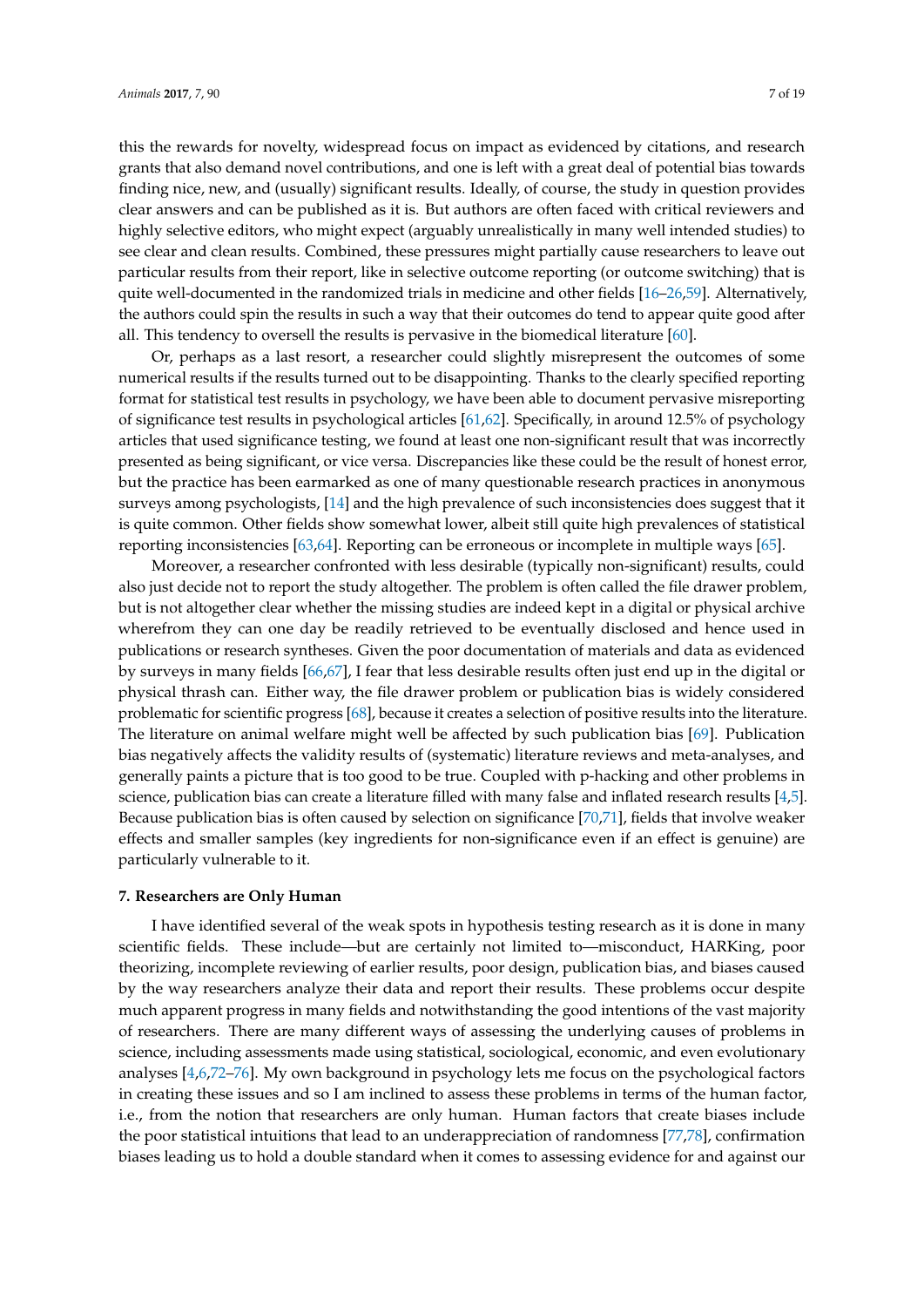this the rewards for novelty, widespread focus on impact as evidenced by citations, and research grants that also demand novel contributions, and one is left with a great deal of potential bias towards finding nice, new, and (usually) significant results. Ideally, of course, the study in question provides clear answers and can be published as it is. But authors are often faced with critical reviewers and highly selective editors, who might expect (arguably unrealistically in many well intended studies) to see clear and clean results. Combined, these pressures might partially cause researchers to leave out particular results from their report, like in selective outcome reporting (or outcome switching) that is quite well-documented in the randomized trials in medicine and other fields [16–26,59]. Alternatively, the authors could spin the results in such a way that their outcomes do tend to appear quite good after all. This tendency to oversell the results is pervasive in the biomedical literature [60].

Or, perhaps as a last resort, a researcher could slightly misrepresent the outcomes of some numerical results if the results turned out to be disappointing. Thanks to the clearly specified reporting format for statistical test results in psychology, we have been able to document pervasive misreporting of significance test results in psychological articles [61,62]. Specifically, in around 12.5% of psychology articles that used significance testing, we found at least one non-significant result that was incorrectly presented as being significant, or vice versa. Discrepancies like these could be the result of honest error, but the practice has been earmarked as one of many questionable research practices in anonymous surveys among psychologists, [14] and the high prevalence of such inconsistencies does suggest that it is quite common. Other fields show somewhat lower, albeit still quite high prevalences of statistical reporting inconsistencies [63,64]. Reporting can be erroneous or incomplete in multiple ways [65].

Moreover, a researcher confronted with less desirable (typically non-significant) results, could also just decide not to report the study altogether. The problem is often called the file drawer problem, but is not altogether clear whether the missing studies are indeed kept in a digital or physical archive wherefrom they can one day be readily retrieved to be eventually disclosed and hence used in publications or research syntheses. Given the poor documentation of materials and data as evidenced by surveys in many fields [66,67], I fear that less desirable results often just end up in the digital or physical thrash can. Either way, the file drawer problem or publication bias is widely considered problematic for scientific progress [68], because it creates a selection of positive results into the literature. The literature on animal welfare might well be affected by such publication bias [69]. Publication bias negatively affects the validity results of (systematic) literature reviews and meta-analyses, and generally paints a picture that is too good to be true. Coupled with p-hacking and other problems in science, publication bias can create a literature filled with many false and inflated research results [4,5]. Because publication bias is often caused by selection on significance [70,71], fields that involve weaker effects and smaller samples (key ingredients for non-significance even if an effect is genuine) are particularly vulnerable to it.

## 7. Researchers are Only Human

I have identified several of the weak spots in hypothesis testing research as it is done in many scientific fields. These include—but are certainly not limited to—misconduct, HARKing, poor theorizing, incomplete reviewing of earlier results, poor design, publication bias, and biases caused by the way researchers analyze their data and report their results. These problems occur despite much apparent progress in many fields and notwithstanding the good intentions of the vast majority of researchers. There are many different ways of assessing the underlying causes of problems in science, including assessments made using statistical, sociological, economic, and even evolutionary analyses [4,6,72–76]. My own background in psychology lets me focus on the psychological factors in creating these issues and so I am inclined to assess these problems in terms of the human factor, i.e., from the notion that researchers are only human. Human factors that create biases include the poor statistical intuitions that lead to an underappreciation of randomness [77,78], confirmation biases leading us to hold a double standard when it comes to assessing evidence for and against our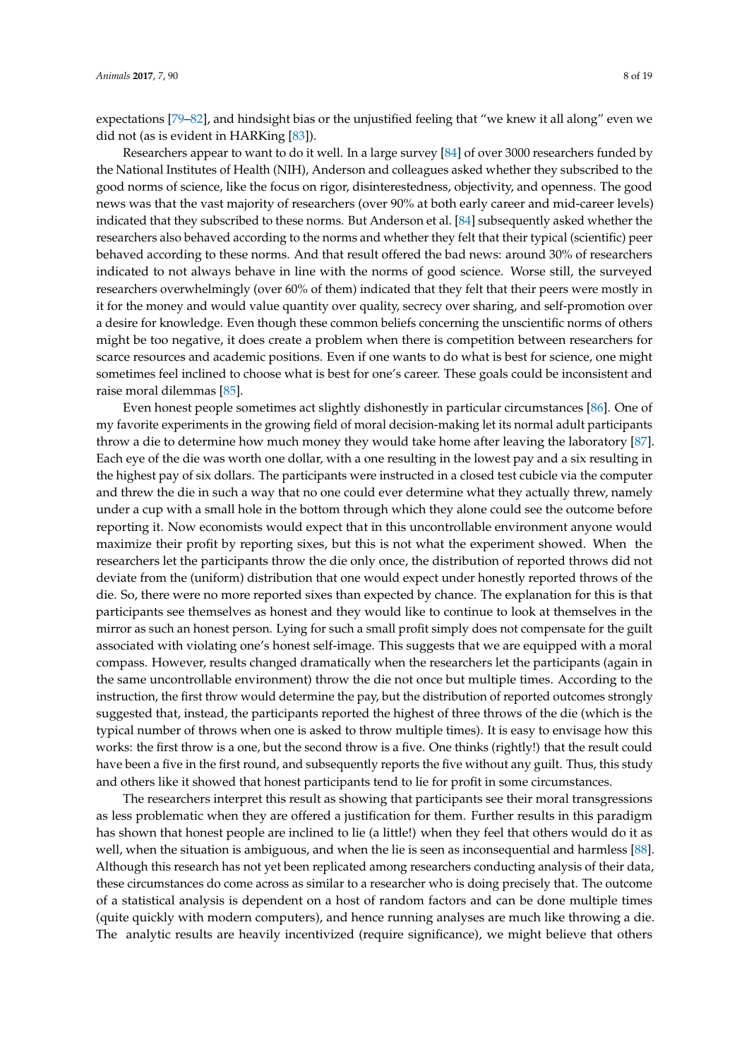expectations [79–82], and hindsight bias or the unjustified feeling that "we knew it all along" even we did not (as is evident in HARKing [83]).

Researchers appear to want to do it well. In a large survey [84] of over 3000 researchers funded by the National Institutes of Health (NIH), Anderson and colleagues asked whether they subscribed to the good norms of science, like the focus on rigor, disinterestedness, objectivity, and openness. The good news was that the vast majority of researchers (over 90% at both early career and mid-career levels) indicated that they subscribed to these norms. But Anderson et al. [84] subsequently asked whether the researchers also behaved according to the norms and whether they felt that their typical (scientific) peer behaved according to these norms. And that result offered the bad news: around 30% of researchers indicated to not always behave in line with the norms of good science. Worse still, the surveyed researchers overwhelmingly (over 60% of them) indicated that they felt that their peers were mostly in it for the money and would value quantity over quality, secrecy over sharing, and self-promotion over a desire for knowledge. Even though these common beliefs concerning the unscientific norms of others might be too negative, it does create a problem when there is competition between researchers for scarce resources and academic positions. Even if one wants to do what is best for science, one might sometimes feel inclined to choose what is best for one's career. These goals could be inconsistent and raise moral dilemmas [85].

Even honest people sometimes act slightly dishonestly in particular circumstances [86]. One of my favorite experiments in the growing field of moral decision-making let its normal adult participants throw a die to determine how much money they would take home after leaving the laboratory [87]. Each eye of the die was worth one dollar, with a one resulting in the lowest pay and a six resulting in the highest pay of six dollars. The participants were instructed in a closed test cubicle via the computer and threw the die in such a way that no one could ever determine what they actually threw, namely under a cup with a small hole in the bottom through which they alone could see the outcome before reporting it. Now economists would expect that in this uncontrollable environment anyone would maximize their profit by reporting sixes, but this is not what the experiment showed. When the researchers let the participants throw the die only once, the distribution of reported throws did not deviate from the (uniform) distribution that one would expect under honestly reported throws of the die. So, there were no more reported sixes than expected by chance. The explanation for this is that participants see themselves as honest and they would like to continue to look at themselves in the mirror as such an honest person. Lying for such a small profit simply does not compensate for the guilt associated with violating one's honest self-image. This suggests that we are equipped with a moral compass. However, results changed dramatically when the researchers let the participants (again in the same uncontrollable environment) throw the die not once but multiple times. According to the instruction, the first throw would determine the pay, but the distribution of reported outcomes strongly suggested that, instead, the participants reported the highest of three throws of the die (which is the typical number of throws when one is asked to throw multiple times). It is easy to envisage how this works: the first throw is a one, but the second throw is a five. One thinks (rightly!) that the result could have been a five in the first round, and subsequently reports the five without any guilt. Thus, this study and others like it showed that honest participants tend to lie for profit in some circumstances.

The researchers interpret this result as showing that participants see their moral transgressions as less problematic when they are offered a justification for them. Further results in this paradigm has shown that honest people are inclined to lie (a little!) when they feel that others would do it as well, when the situation is ambiguous, and when the lie is seen as inconsequential and harmless [88]. Although this research has not yet been replicated among researchers conducting analysis of their data, these circumstances do come across as similar to a researcher who is doing precisely that. The outcome of a statistical analysis is dependent on a host of random factors and can be done multiple times (quite quickly with modern computers), and hence running analyses are much like throwing a die. The analytic results are heavily incentivized (require significance), we might believe that others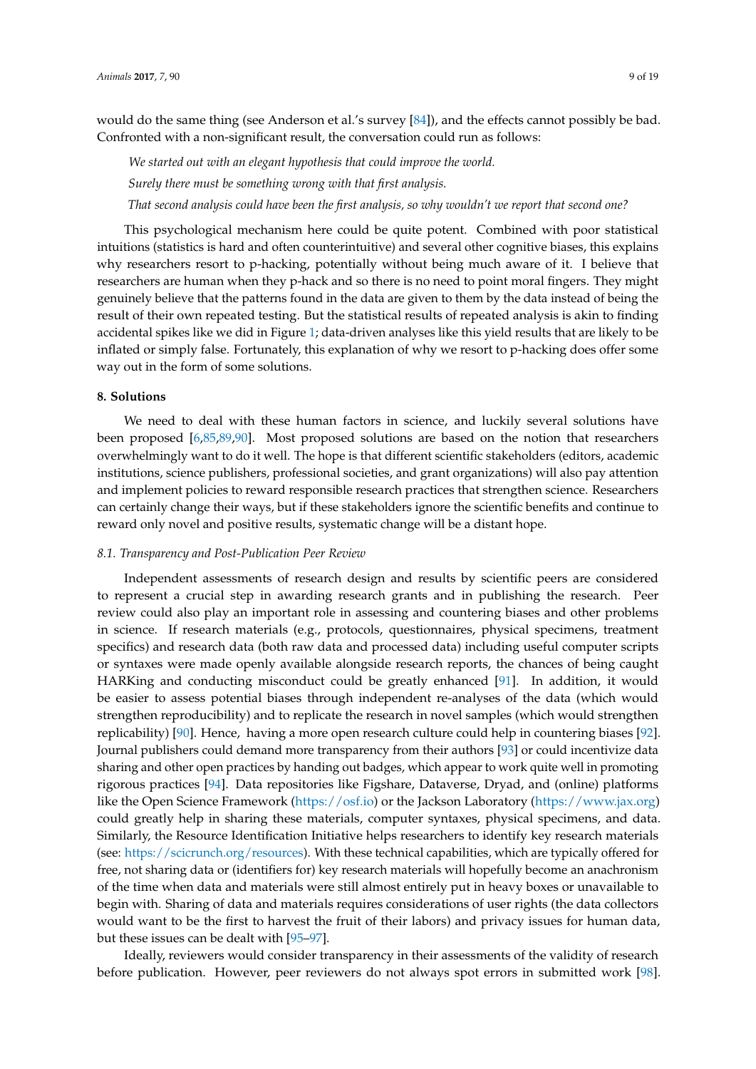would do the same thing (see Anderson et al.'s survey [84]), and the effects cannot possibly be bad. Confronted with a non-significant result, the conversation could run as follows:

*We started out with an elegant hypothesis that could improve the world.*

*Surely there must be something wrong with that first analysis.*

*That second analysis could have been the first analysis, so why wouldn't we report that second one?*

This psychological mechanism here could be quite potent. Combined with poor statistical intuitions (statistics is hard and often counterintuitive) and several other cognitive biases, this explains why researchers resort to p-hacking, potentially without being much aware of it. I believe that researchers are human when they p-hack and so there is no need to point moral fingers. They might genuinely believe that the patterns found in the data are given to them by the data instead of being the result of their own repeated testing. But the statistical results of repeated analysis is akin to finding accidental spikes like we did in Figure 1; data-driven analyses like this yield results that are likely to be inflated or simply false. Fortunately, this explanation of why we resort to p-hacking does offer some way out in the form of some solutions.

## 8. Solutions

We need to deal with these human factors in science, and luckily several solutions have been proposed [6,85,89,90]. Most proposed solutions are based on the notion that researchers overwhelmingly want to do it well. The hope is that different scientific stakeholders (editors, academic institutions, science publishers, professional societies, and grant organizations) will also pay attention and implement policies to reward responsible research practices that strengthen science. Researchers can certainly change their ways, but if these stakeholders ignore the scientific benefits and continue to reward only novel and positive results, systematic change will be a distant hope.

### *8.1. Transparency and Post-Publication Peer Review*

Independent assessments of research design and results by scientific peers are considered to represent a crucial step in awarding research grants and in publishing the research. Peer review could also play an important role in assessing and countering biases and other problems in science. If research materials (e.g., protocols, questionnaires, physical specimens, treatment specifics) and research data (both raw data and processed data) including useful computer scripts or syntaxes were made openly available alongside research reports, the chances of being caught HARKing and conducting misconduct could be greatly enhanced [91]. In addition, it would be easier to assess potential biases through independent re-analyses of the data (which would strengthen reproducibility) and to replicate the research in novel samples (which would strengthen replicability) [90]. Hence, having a more open research culture could help in countering biases [92]. Journal publishers could demand more transparency from their authors [93] or could incentivize data sharing and other open practices by handing out badges, which appear to work quite well in promoting rigorous practices [94]. Data repositories like Figshare, Dataverse, Dryad, and (online) platforms like the Open Science Framework (https://osf.io) or the Jackson Laboratory (https://www.jax.org) could greatly help in sharing these materials, computer syntaxes, physical specimens, and data. Similarly, the Resource Identification Initiative helps researchers to identify key research materials (see: https://scicrunch.org/resources). With these technical capabilities, which are typically offered for free, not sharing data or (identifiers for) key research materials will hopefully become an anachronism of the time when data and materials were still almost entirely put in heavy boxes or unavailable to begin with. Sharing of data and materials requires considerations of user rights (the data collectors would want to be the first to harvest the fruit of their labors) and privacy issues for human data, but these issues can be dealt with [95–97].

Ideally, reviewers would consider transparency in their assessments of the validity of research before publication. However, peer reviewers do not always spot errors in submitted work [98].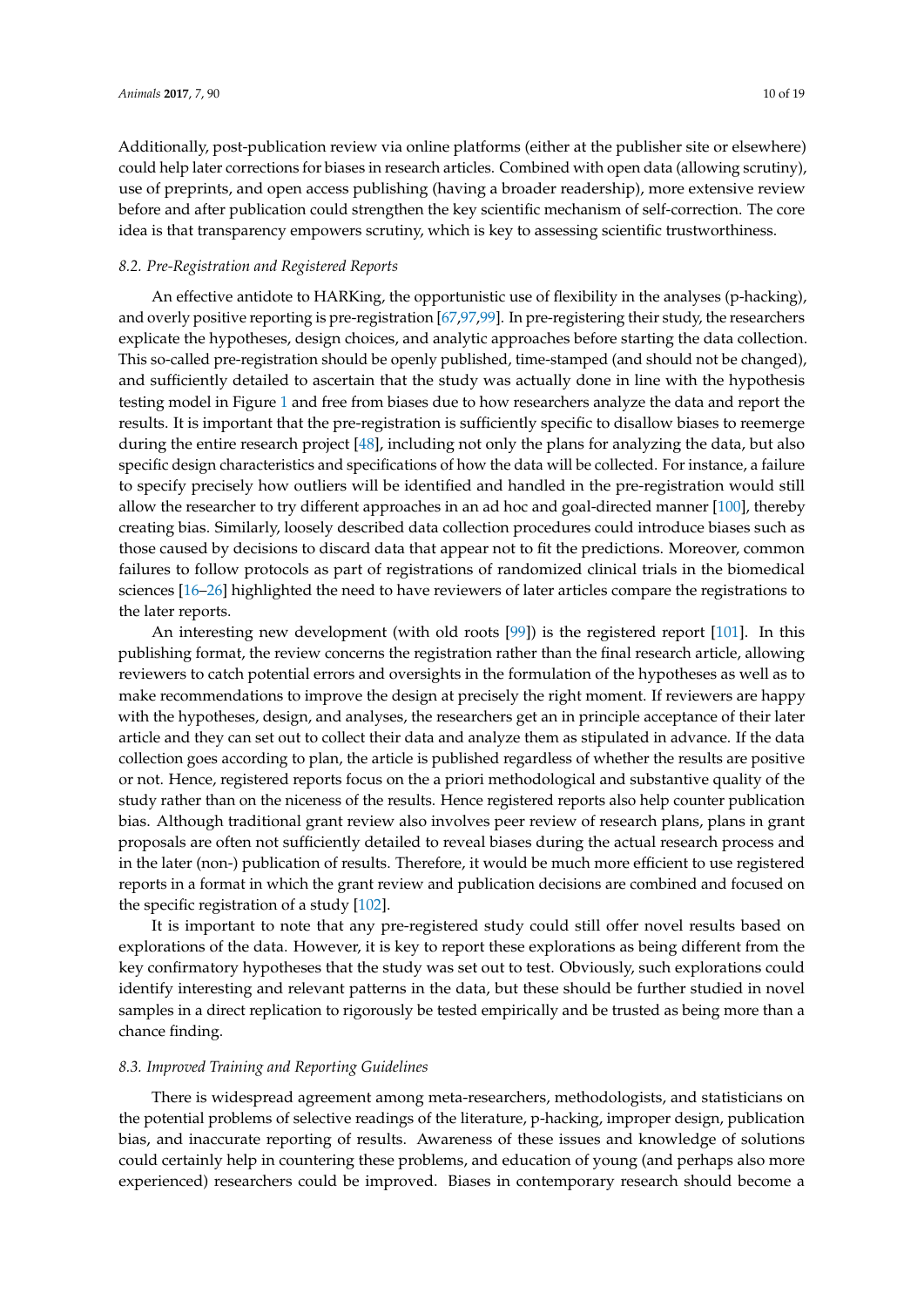Additionally, post-publication review via online platforms (either at the publisher site or elsewhere) could help later corrections for biases in research articles. Combined with open data (allowing scrutiny), use of preprints, and open access publishing (having a broader readership), more extensive review before and after publication could strengthen the key scientific mechanism of self-correction. The core idea is that transparency empowers scrutiny, which is key to assessing scientific trustworthiness.

### *8.2. Pre-Registration and Registered Reports*

An effective antidote to HARKing, the opportunistic use of flexibility in the analyses (p-hacking), and overly positive reporting is pre-registration [67,97,99]. In pre-registering their study, the researchers explicate the hypotheses, design choices, and analytic approaches before starting the data collection. This so-called pre-registration should be openly published, time-stamped (and should not be changed), and sufficiently detailed to ascertain that the study was actually done in line with the hypothesis testing model in Figure 1 and free from biases due to how researchers analyze the data and report the results. It is important that the pre-registration is sufficiently specific to disallow biases to reemerge during the entire research project [48], including not only the plans for analyzing the data, but also specific design characteristics and specifications of how the data will be collected. For instance, a failure to specify precisely how outliers will be identified and handled in the pre-registration would still allow the researcher to try different approaches in an ad hoc and goal-directed manner [100], thereby creating bias. Similarly, loosely described data collection procedures could introduce biases such as those caused by decisions to discard data that appear not to fit the predictions. Moreover, common failures to follow protocols as part of registrations of randomized clinical trials in the biomedical sciences [16–26] highlighted the need to have reviewers of later articles compare the registrations to the later reports.

An interesting new development (with old roots [99]) is the registered report [101]. In this publishing format, the review concerns the registration rather than the final research article, allowing reviewers to catch potential errors and oversights in the formulation of the hypotheses as well as to make recommendations to improve the design at precisely the right moment. If reviewers are happy with the hypotheses, design, and analyses, the researchers get an in principle acceptance of their later article and they can set out to collect their data and analyze them as stipulated in advance. If the data collection goes according to plan, the article is published regardless of whether the results are positive or not. Hence, registered reports focus on the a priori methodological and substantive quality of the study rather than on the niceness of the results. Hence registered reports also help counter publication bias. Although traditional grant review also involves peer review of research plans, plans in grant proposals are often not sufficiently detailed to reveal biases during the actual research process and in the later (non-) publication of results. Therefore, it would be much more efficient to use registered reports in a format in which the grant review and publication decisions are combined and focused on the specific registration of a study [102].

It is important to note that any pre-registered study could still offer novel results based on explorations of the data. However, it is key to report these explorations as being different from the key confirmatory hypotheses that the study was set out to test. Obviously, such explorations could identify interesting and relevant patterns in the data, but these should be further studied in novel samples in a direct replication to rigorously be tested empirically and be trusted as being more than a chance finding.

### *8.3. Improved Training and Reporting Guidelines*

There is widespread agreement among meta-researchers, methodologists, and statisticians on the potential problems of selective readings of the literature, p-hacking, improper design, publication bias, and inaccurate reporting of results. Awareness of these issues and knowledge of solutions could certainly help in countering these problems, and education of young (and perhaps also more experienced) researchers could be improved. Biases in contemporary research should become a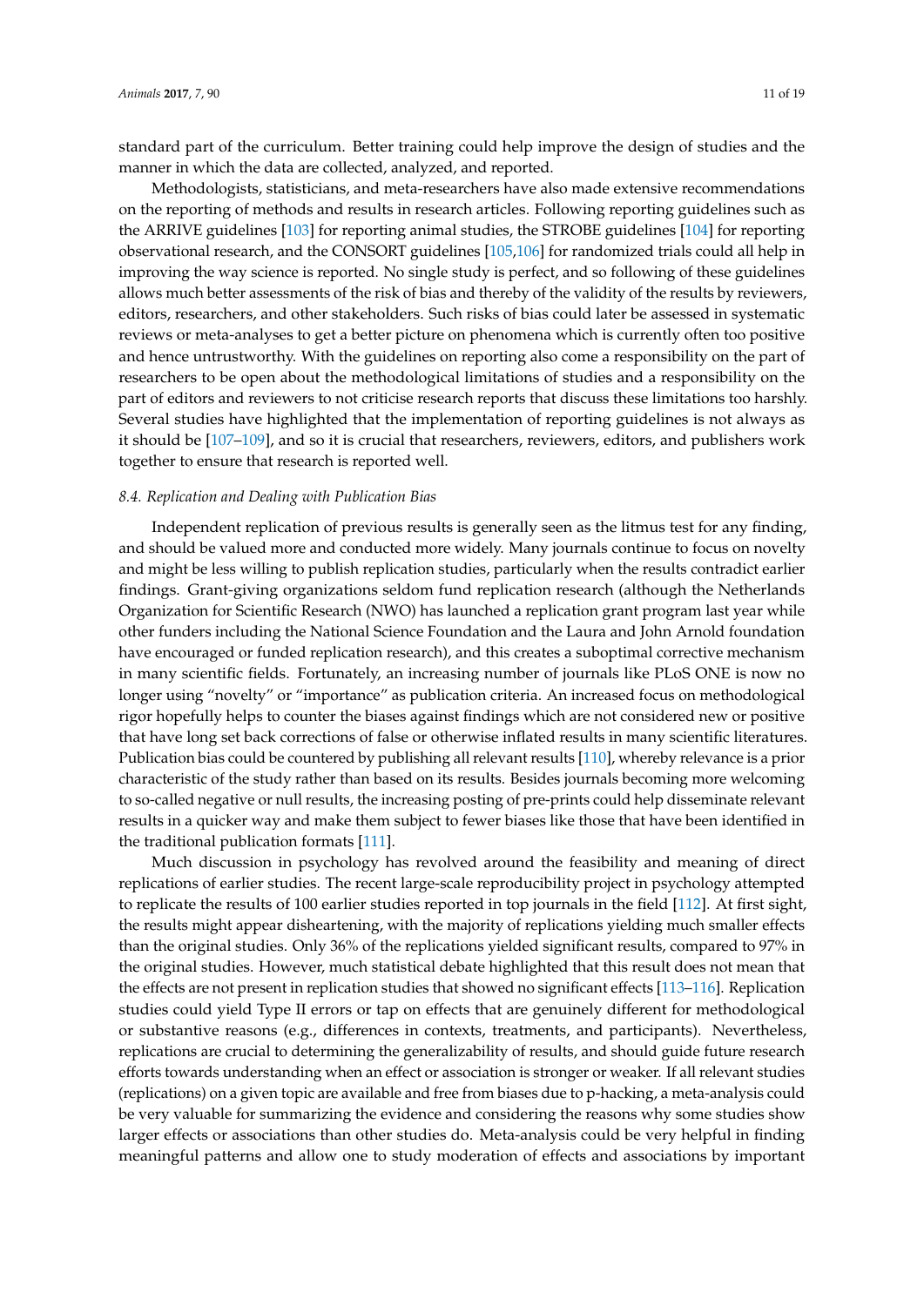standard part of the curriculum. Better training could help improve the design of studies and the manner in which the data are collected, analyzed, and reported.

Methodologists, statisticians, and meta-researchers have also made extensive recommendations on the reporting of methods and results in research articles. Following reporting guidelines such as the ARRIVE guidelines [103] for reporting animal studies, the STROBE guidelines [104] for reporting observational research, and the CONSORT guidelines [105,106] for randomized trials could all help in improving the way science is reported. No single study is perfect, and so following of these guidelines allows much better assessments of the risk of bias and thereby of the validity of the results by reviewers, editors, researchers, and other stakeholders. Such risks of bias could later be assessed in systematic reviews or meta-analyses to get a better picture on phenomena which is currently often too positive and hence untrustworthy. With the guidelines on reporting also come a responsibility on the part of researchers to be open about the methodological limitations of studies and a responsibility on the part of editors and reviewers to not criticise research reports that discuss these limitations too harshly. Several studies have highlighted that the implementation of reporting guidelines is not always as it should be [107–109], and so it is crucial that researchers, reviewers, editors, and publishers work together to ensure that research is reported well.

### *8.4. Replication and Dealing with Publication Bias*

Independent replication of previous results is generally seen as the litmus test for any finding, and should be valued more and conducted more widely. Many journals continue to focus on novelty and might be less willing to publish replication studies, particularly when the results contradict earlier findings. Grant-giving organizations seldom fund replication research (although the Netherlands Organization for Scientific Research (NWO) has launched a replication grant program last year while other funders including the National Science Foundation and the Laura and John Arnold foundation have encouraged or funded replication research), and this creates a suboptimal corrective mechanism in many scientific fields. Fortunately, an increasing number of journals like PLoS ONE is now no longer using "novelty" or "importance" as publication criteria. An increased focus on methodological rigor hopefully helps to counter the biases against findings which are not considered new or positive that have long set back corrections of false or otherwise inflated results in many scientific literatures. Publication bias could be countered by publishing all relevant results [110], whereby relevance is a prior characteristic of the study rather than based on its results. Besides journals becoming more welcoming to so-called negative or null results, the increasing posting of pre-prints could help disseminate relevant results in a quicker way and make them subject to fewer biases like those that have been identified in the traditional publication formats [111].

Much discussion in psychology has revolved around the feasibility and meaning of direct replications of earlier studies. The recent large-scale reproducibility project in psychology attempted to replicate the results of 100 earlier studies reported in top journals in the field [112]. At first sight, the results might appear disheartening, with the majority of replications yielding much smaller effects than the original studies. Only 36% of the replications yielded significant results, compared to 97% in the original studies. However, much statistical debate highlighted that this result does not mean that the effects are not present in replication studies that showed no significant effects [113–116]. Replication studies could yield Type II errors or tap on effects that are genuinely different for methodological or substantive reasons (e.g., differences in contexts, treatments, and participants). Nevertheless, replications are crucial to determining the generalizability of results, and should guide future research efforts towards understanding when an effect or association is stronger or weaker. If all relevant studies (replications) on a given topic are available and free from biases due to p-hacking, a meta-analysis could be very valuable for summarizing the evidence and considering the reasons why some studies show larger effects or associations than other studies do. Meta-analysis could be very helpful in finding meaningful patterns and allow one to study moderation of effects and associations by important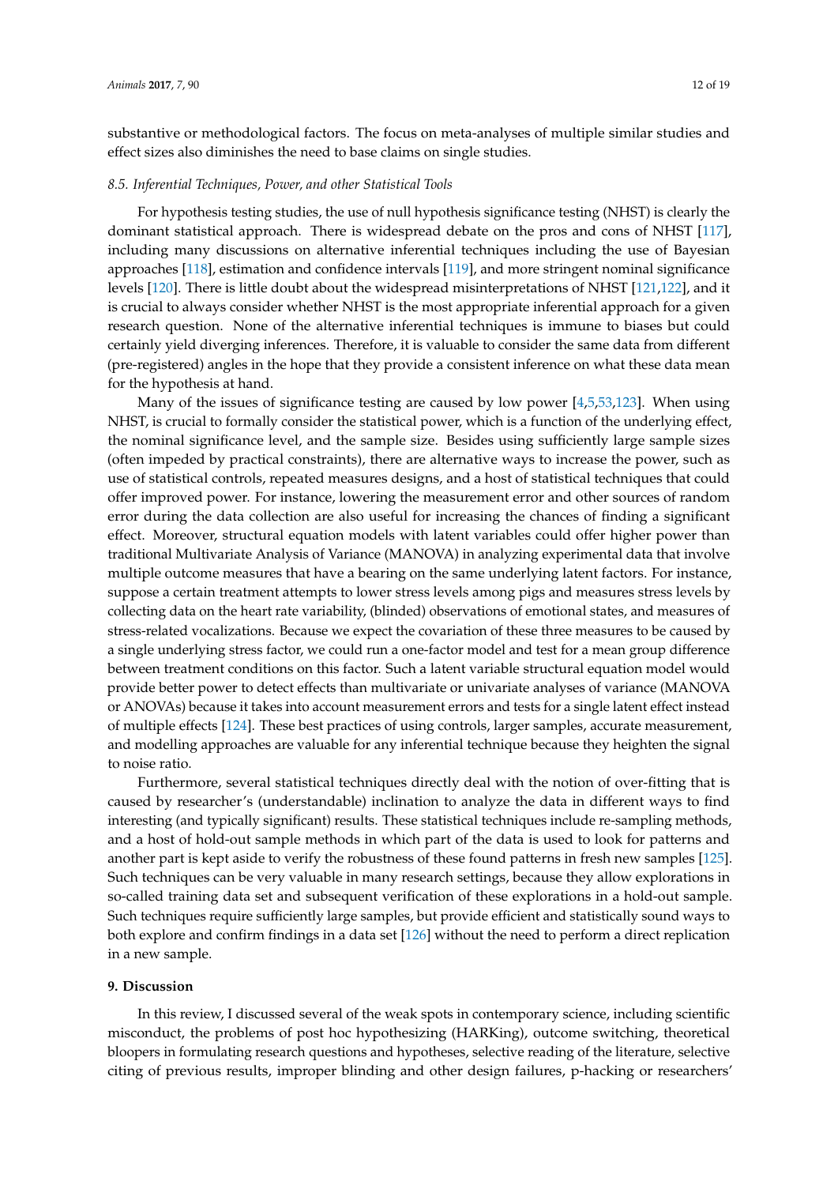substantive or methodological factors. The focus on meta-analyses of multiple similar studies and effect sizes also diminishes the need to base claims on single studies.

### *8.5. Inferential Techniques, Power, and other Statistical Tools*

For hypothesis testing studies, the use of null hypothesis significance testing (NHST) is clearly the dominant statistical approach. There is widespread debate on the pros and cons of NHST [117], including many discussions on alternative inferential techniques including the use of Bayesian approaches [118], estimation and confidence intervals [119], and more stringent nominal significance levels [120]. There is little doubt about the widespread misinterpretations of NHST [121,122], and it is crucial to always consider whether NHST is the most appropriate inferential approach for a given research question. None of the alternative inferential techniques is immune to biases but could certainly yield diverging inferences. Therefore, it is valuable to consider the same data from different (pre-registered) angles in the hope that they provide a consistent inference on what these data mean for the hypothesis at hand.

Many of the issues of significance testing are caused by low power [4,5,53,123]. When using NHST, is crucial to formally consider the statistical power, which is a function of the underlying effect, the nominal significance level, and the sample size. Besides using sufficiently large sample sizes (often impeded by practical constraints), there are alternative ways to increase the power, such as use of statistical controls, repeated measures designs, and a host of statistical techniques that could offer improved power. For instance, lowering the measurement error and other sources of random error during the data collection are also useful for increasing the chances of finding a significant effect. Moreover, structural equation models with latent variables could offer higher power than traditional Multivariate Analysis of Variance (MANOVA) in analyzing experimental data that involve multiple outcome measures that have a bearing on the same underlying latent factors. For instance, suppose a certain treatment attempts to lower stress levels among pigs and measures stress levels by collecting data on the heart rate variability, (blinded) observations of emotional states, and measures of stress-related vocalizations. Because we expect the covariation of these three measures to be caused by a single underlying stress factor, we could run a one-factor model and test for a mean group difference between treatment conditions on this factor. Such a latent variable structural equation model would provide better power to detect effects than multivariate or univariate analyses of variance (MANOVA or ANOVAs) because it takes into account measurement errors and tests for a single latent effect instead of multiple effects [124]. These best practices of using controls, larger samples, accurate measurement, and modelling approaches are valuable for any inferential technique because they heighten the signal to noise ratio.

Furthermore, several statistical techniques directly deal with the notion of over-fitting that is caused by researcher's (understandable) inclination to analyze the data in different ways to find interesting (and typically significant) results. These statistical techniques include re-sampling methods, and a host of hold-out sample methods in which part of the data is used to look for patterns and another part is kept aside to verify the robustness of these found patterns in fresh new samples [125]. Such techniques can be very valuable in many research settings, because they allow explorations in so-called training data set and subsequent verification of these explorations in a hold-out sample. Such techniques require sufficiently large samples, but provide efficient and statistically sound ways to both explore and confirm findings in a data set [126] without the need to perform a direct replication in a new sample.

## 9. Discussion

In this review, I discussed several of the weak spots in contemporary science, including scientific misconduct, the problems of post hoc hypothesizing (HARKing), outcome switching, theoretical bloopers in formulating research questions and hypotheses, selective reading of the literature, selective citing of previous results, improper blinding and other design failures, p-hacking or researchers'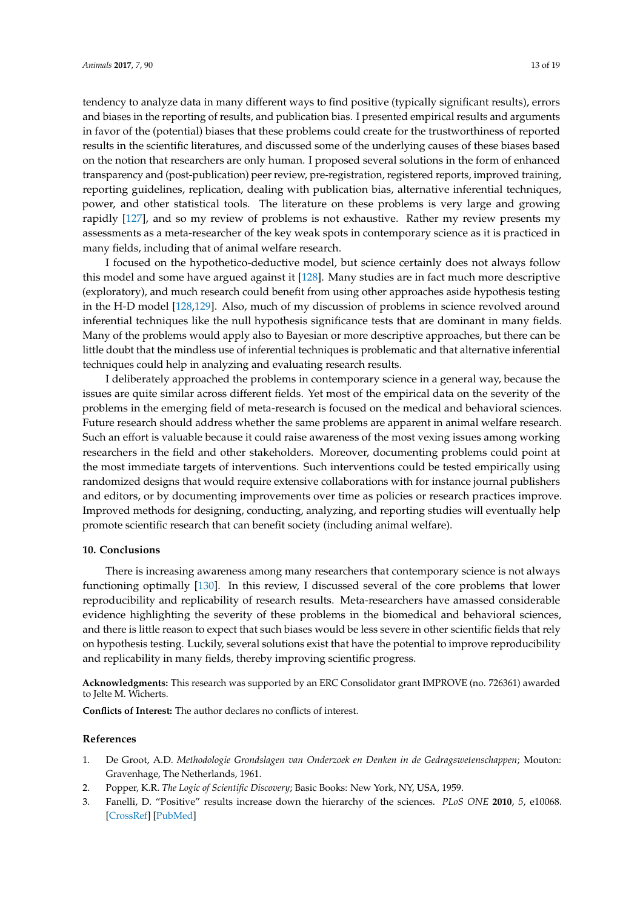tendency to analyze data in many different ways to find positive (typically significant results), errors and biases in the reporting of results, and publication bias. I presented empirical results and arguments in favor of the (potential) biases that these problems could create for the trustworthiness of reported results in the scientific literatures, and discussed some of the underlying causes of these biases based on the notion that researchers are only human. I proposed several solutions in the form of enhanced transparency and (post-publication) peer review, pre-registration, registered reports, improved training, reporting guidelines, replication, dealing with publication bias, alternative inferential techniques, power, and other statistical tools. The literature on these problems is very large and growing rapidly [127], and so my review of problems is not exhaustive. Rather my review presents my assessments as a meta-researcher of the key weak spots in contemporary science as it is practiced in many fields, including that of animal welfare research.

I focused on the hypothetico-deductive model, but science certainly does not always follow this model and some have argued against it [128]. Many studies are in fact much more descriptive (exploratory), and much research could benefit from using other approaches aside hypothesis testing in the H-D model [128,129]. Also, much of my discussion of problems in science revolved around inferential techniques like the null hypothesis significance tests that are dominant in many fields. Many of the problems would apply also to Bayesian or more descriptive approaches, but there can be little doubt that the mindless use of inferential techniques is problematic and that alternative inferential techniques could help in analyzing and evaluating research results.

I deliberately approached the problems in contemporary science in a general way, because the issues are quite similar across different fields. Yet most of the empirical data on the severity of the problems in the emerging field of meta-research is focused on the medical and behavioral sciences. Future research should address whether the same problems are apparent in animal welfare research. Such an effort is valuable because it could raise awareness of the most vexing issues among working researchers in the field and other stakeholders. Moreover, documenting problems could point at the most immediate targets of interventions. Such interventions could be tested empirically using randomized designs that would require extensive collaborations with for instance journal publishers and editors, or by documenting improvements over time as policies or research practices improve. Improved methods for designing, conducting, analyzing, and reporting studies will eventually help promote scientific research that can benefit society (including animal welfare).

## 10. Conclusions

There is increasing awareness among many researchers that contemporary science is not always functioning optimally [130]. In this review, I discussed several of the core problems that lower reproducibility and replicability of research results. Meta-researchers have amassed considerable evidence highlighting the severity of these problems in the biomedical and behavioral sciences, and there is little reason to expect that such biases would be less severe in other scientific fields that rely on hypothesis testing. Luckily, several solutions exist that have the potential to improve reproducibility and replicability in many fields, thereby improving scientific progress.

**Acknowledgments:** This research was supported by an ERC Consolidator grant IMPROVE (no. 726361) awarded to Jelte M. Wicherts.

**Conflicts of Interest:** The author declares no conflicts of interest.

## References

1. De Groot, A.D. *Methodologie Grondslagen van Onderzoek en Denken in de Gedragswetenschappen*; Mouton: Gravenhage, The Netherlands, 1961.
2. Popper, K.R. *The Logic of Scientific Discovery*; Basic Books: New York, NY, USA, 1959.
3. Fanelli, D. "Positive" results increase down the hierarchy of the sciences. *PLoS ONE* **2010**, *5*, e10068. [CrossRef] [PubMed]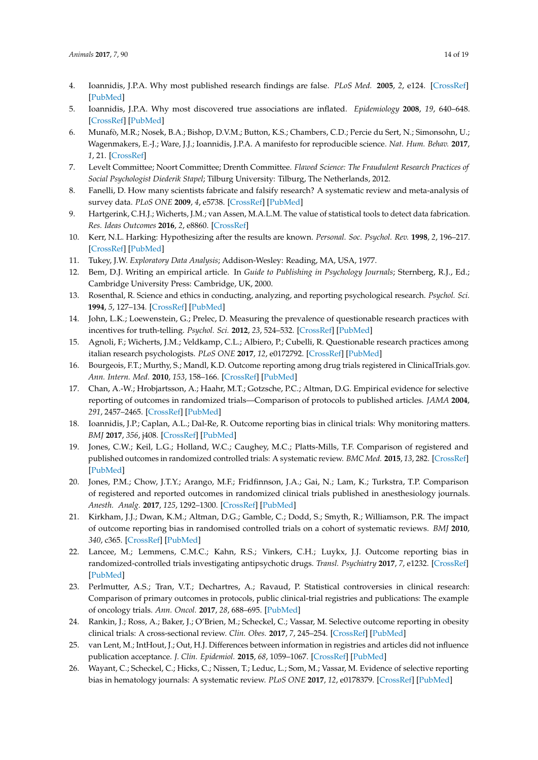4. Ioannidis, J.P.A. Why most published research findings are false. *PLoS Med.* **2005**, *2*, e124. [CrossRef] [PubMed]
5. Ioannidis, J.P.A. Why most discovered true associations are inflated. *Epidemiology* **2008**, *19*, 640–648. [CrossRef] [PubMed]
6. Munafò, M.R.; Nosek, B.A.; Bishop, D.V.M.; Button, K.S.; Chambers, C.D.; Percie du Sert, N.; Simonsohn, U.; Wagenmakers, E.-J.; Ware, J.J.; Ioannidis, J.P.A. A manifesto for reproducible science. *Nat. Hum. Behav.* **2017**, *1*, 21. [CrossRef]
7. Levelt Committee; Noort Committee; Drenth Committee. *Flawed Science: The Fraudulent Research Practices of Social Psychologist Diederik Stapel*; Tilburg University: Tilburg, The Netherlands, 2012.
8. Fanelli, D. How many scientists fabricate and falsify research? A systematic review and meta-analysis of survey data. *PLoS ONE* **2009**, *4*, e5738. [CrossRef] [PubMed]
9. Hartgerink, C.H.J.; Wicherts, J.M.; van Assen, M.A.L.M. The value of statistical tools to detect data fabrication. *Res. Ideas Outcomes* **2016**, *2*, e8860. [CrossRef]
10. Kerr, N.L. Harking: Hypothesizing after the results are known. *Personal. Soc. Psychol. Rev.* **1998**, *2*, 196–217. [CrossRef] [PubMed]
11. Tukey, J.W. *Exploratory Data Analysis*; Addison-Wesley: Reading, MA, USA, 1977.
12. Bem, D.J. Writing an empirical article. In *Guide to Publishing in Psychology Journals*; Sternberg, R.J., Ed.; Cambridge University Press: Cambridge, UK, 2000.
13. Rosenthal, R. Science and ethics in conducting, analyzing, and reporting psychological research. *Psychol. Sci.* **1994**, *5*, 127–134. [CrossRef] [PubMed]
14. John, L.K.; Loewenstein, G.; Prelec, D. Measuring the prevalence of questionable research practices with incentives for truth-telling. *Psychol. Sci.* **2012**, *23*, 524–532. [CrossRef] [PubMed]
15. Agnoli, F.; Wicherts, J.M.; Veldkamp, C.L.; Albiero, P.; Cubelli, R. Questionable research practices among italian research psychologists. *PLoS ONE* **2017**, *12*, e0172792. [CrossRef] [PubMed]
16. Bourgeois, F.T.; Murthy, S.; Mandl, K.D. Outcome reporting among drug trials registered in ClinicalTrials.gov. *Ann. Intern. Med.* **2010**, *153*, 158–166. [CrossRef] [PubMed]
17. Chan, A.-W.; Hrobjartsson, A.; Haahr, M.T.; Gotzsche, P.C.; Altman, D.G. Empirical evidence for selective reporting of outcomes in randomized trials—Comparison of protocols to published articles. *JAMA* **2004**, *291*, 2457–2465. [CrossRef] [PubMed]
18. Ioannidis, J.P.; Caplan, A.L.; Dal-Re, R. Outcome reporting bias in clinical trials: Why monitoring matters. *BMJ* **2017**, *356*, j408. [CrossRef] [PubMed]
19. Jones, C.W.; Keil, L.G.; Holland, W.C.; Caughey, M.C.; Platts-Mills, T.F. Comparison of registered and published outcomes in randomized controlled trials: A systematic review. *BMC Med.* **2015**, *13*, 282. [CrossRef] [PubMed]
20. Jones, P.M.; Chow, J.T.Y.; Arango, M.F.; Fridfinnson, J.A.; Gai, N.; Lam, K.; Turkstra, T.P. Comparison of registered and reported outcomes in randomized clinical trials published in anesthesiology journals. *Anesth. Analg.* **2017**, *125*, 1292–1300. [CrossRef] [PubMed]
21. Kirkham, J.J.; Dwan, K.M.; Altman, D.G.; Gamble, C.; Dodd, S.; Smyth, R.; Williamson, P.R. The impact of outcome reporting bias in randomised controlled trials on a cohort of systematic reviews. *BMJ* **2010**, *340*, c365. [CrossRef] [PubMed]
22. Lancee, M.; Lemmens, C.M.C.; Kahn, R.S.; Vinkers, C.H.; Luykx, J.J. Outcome reporting bias in randomized-controlled trials investigating antipsychotic drugs. *Transl. Psychiatry* **2017**, *7*, e1232. [CrossRef] [PubMed]
23. Perlmutter, A.S.; Tran, V.T.; Dechartres, A.; Ravaud, P. Statistical controversies in clinical research: Comparison of primary outcomes in protocols, public clinical-trial registries and publications: The example of oncology trials. *Ann. Oncol.* **2017**, *28*, 688–695. [PubMed]
24. Rankin, J.; Ross, A.; Baker, J.; O'Brien, M.; Scheckel, C.; Vassar, M. Selective outcome reporting in obesity clinical trials: A cross-sectional review. *Clin. Obes.* **2017**, *7*, 245–254. [CrossRef] [PubMed]
25. van Lent, M.; IntHout, J.; Out, H.J. Differences between information in registries and articles did not influence publication acceptance. *J. Clin. Epidemiol.* **2015**, *68*, 1059–1067. [CrossRef] [PubMed]
26. Wayant, C.; Scheckel, C.; Hicks, C.; Nissen, T.; Leduc, L.; Som, M.; Vassar, M. Evidence of selective reporting bias in hematology journals: A systematic review. *PLoS ONE* **2017**, *12*, e0178379. [CrossRef] [PubMed]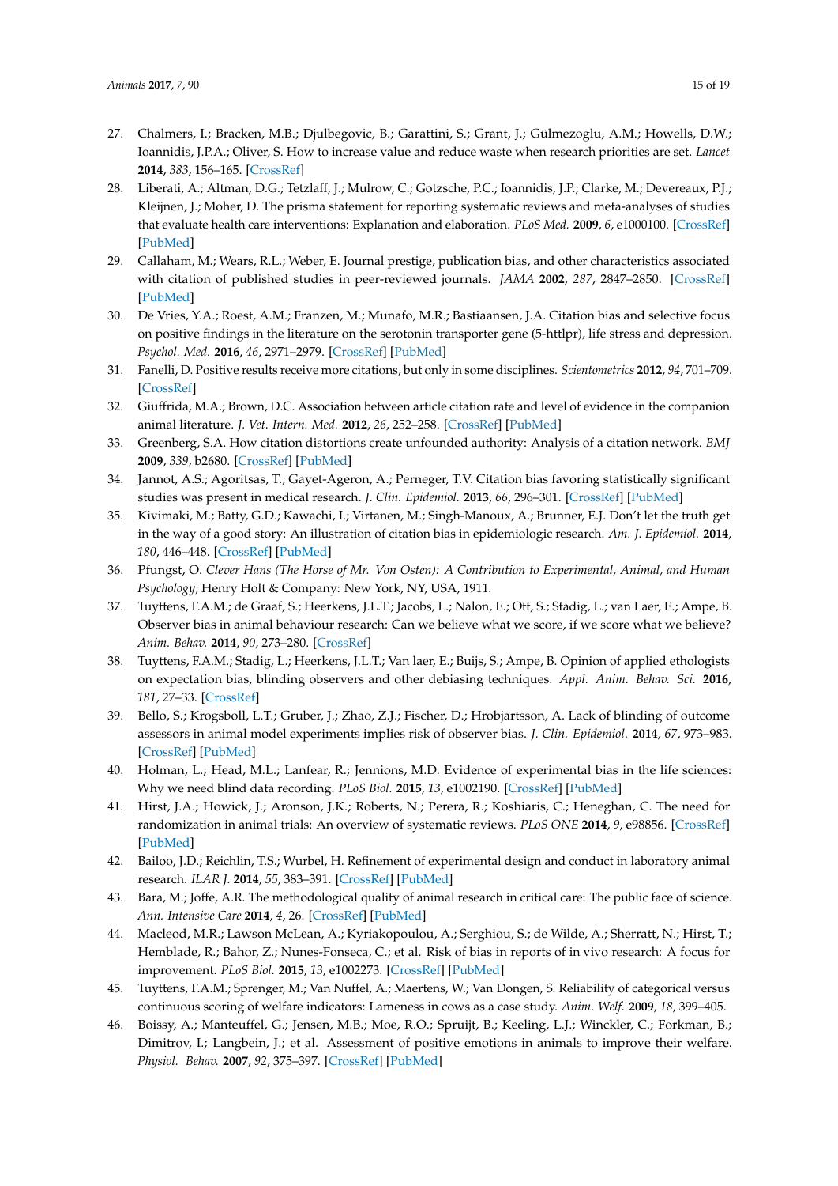27. Chalmers, I.; Bracken, M.B.; Djulbegovic, B.; Garattini, S.; Grant, J.; Gülmezoglu, A.M.; Howells, D.W.; Ioannidis, J.P.A.; Oliver, S. How to increase value and reduce waste when research priorities are set. *Lancet* **2014**, *383*, 156–165. [CrossRef]
28. Liberati, A.; Altman, D.G.; Tetzlaff, J.; Mulrow, C.; Gotzsche, P.C.; Ioannidis, J.P.; Clarke, M.; Devereaux, P.J.; Kleijnen, J.; Moher, D. The prisma statement for reporting systematic reviews and meta-analyses of studies that evaluate health care interventions: Explanation and elaboration. *PLoS Med.* **2009**, *6*, e1000100. [CrossRef] [PubMed]
29. Callaham, M.; Wears, R.L.; Weber, E. Journal prestige, publication bias, and other characteristics associated with citation of published studies in peer-reviewed journals. *JAMA* **2002**, *287*, 2847–2850. [CrossRef] [PubMed]
30. De Vries, Y.A.; Roest, A.M.; Franzen, M.; Munafo, M.R.; Bastiaansen, J.A. Citation bias and selective focus on positive findings in the literature on the serotonin transporter gene (5-httlpr), life stress and depression. *Psychol. Med.* **2016**, *46*, 2971–2979. [CrossRef] [PubMed]
31. Fanelli, D. Positive results receive more citations, but only in some disciplines. *Scientometrics* **2012**, *94*, 701–709. [CrossRef]
32. Giuffrida, M.A.; Brown, D.C. Association between article citation rate and level of evidence in the companion animal literature. *J. Vet. Intern. Med.* **2012**, *26*, 252–258. [CrossRef] [PubMed]
33. Greenberg, S.A. How citation distortions create unfounded authority: Analysis of a citation network. *BMJ* **2009**, *339*, b2680. [CrossRef] [PubMed]
34. Jannot, A.S.; Agoritsas, T.; Gayet-Ageron, A.; Perneger, T.V. Citation bias favoring statistically significant studies was present in medical research. *J. Clin. Epidemiol.* **2013**, *66*, 296–301. [CrossRef] [PubMed]
35. Kivimaki, M.; Batty, G.D.; Kawachi, I.; Virtanen, M.; Singh-Manoux, A.; Brunner, E.J. Don't let the truth get in the way of a good story: An illustration of citation bias in epidemiologic research. *Am. J. Epidemiol.* **2014**, *180*, 446–448. [CrossRef] [PubMed]
36. Pfungst, O. *Clever Hans (The Horse of Mr. Von Osten): A Contribution to Experimental, Animal, and Human Psychology*; Henry Holt & Company: New York, NY, USA, 1911.
37. Tuyttens, F.A.M.; de Graaf, S.; Heerkens, J.L.T.; Jacobs, L.; Nalon, E.; Ott, S.; Stadig, L.; van Laer, E.; Ampe, B. Observer bias in animal behaviour research: Can we believe what we score, if we score what we believe? *Anim. Behav.* **2014**, *90*, 273–280. [CrossRef]
38. Tuyttens, F.A.M.; Stadig, L.; Heerkens, J.L.T.; Van laer, E.; Buijs, S.; Ampe, B. Opinion of applied ethologists on expectation bias, blinding observers and other debiasing techniques. *Appl. Anim. Behav. Sci.* **2016**, *181*, 27–33. [CrossRef]
39. Bello, S.; Krogsboll, L.T.; Gruber, J.; Zhao, Z.J.; Fischer, D.; Hrobjartsson, A. Lack of blinding of outcome assessors in animal model experiments implies risk of observer bias. *J. Clin. Epidemiol.* **2014**, *67*, 973–983. [CrossRef] [PubMed]
40. Holman, L.; Head, M.L.; Lanfear, R.; Jennions, M.D. Evidence of experimental bias in the life sciences: Why we need blind data recording. *PLoS Biol.* **2015**, *13*, e1002190. [CrossRef] [PubMed]
41. Hirst, J.A.; Howick, J.; Aronson, J.K.; Roberts, N.; Perera, R.; Koshiaris, C.; Heneghan, C. The need for randomization in animal trials: An overview of systematic reviews. *PLoS ONE* **2014**, *9*, e98856. [CrossRef] [PubMed]
42. Bailoo, J.D.; Reichlin, T.S.; Wurbel, H. Refinement of experimental design and conduct in laboratory animal research. *ILAR J.* **2014**, *55*, 383–391. [CrossRef] [PubMed]
43. Bara, M.; Joffe, A.R. The methodological quality of animal research in critical care: The public face of science. *Ann. Intensive Care* **2014**, *4*, 26. [CrossRef] [PubMed]
44. Macleod, M.R.; Lawson McLean, A.; Kyriakopoulou, A.; Serghiou, S.; de Wilde, A.; Sherratt, N.; Hirst, T.; Hemblade, R.; Bahor, Z.; Nunes-Fonseca, C.; et al. Risk of bias in reports of in vivo research: A focus for improvement. *PLoS Biol.* **2015**, *13*, e1002273. [CrossRef] [PubMed]
45. Tuyttens, F.A.M.; Sprenger, M.; Van Nuffel, A.; Maertens, W.; Van Dongen, S. Reliability of categorical versus continuous scoring of welfare indicators: Lameness in cows as a case study. *Anim. Welf.* **2009**, *18*, 399–405.
46. Boissy, A.; Manteuffel, G.; Jensen, M.B.; Moe, R.O.; Spruijt, B.; Keeling, L.J.; Winckler, C.; Forkman, B.; Dimitrov, I.; Langbein, J.; et al. Assessment of positive emotions in animals to improve their welfare. *Physiol. Behav.* **2007**, *92*, 375–397. [CrossRef] [PubMed]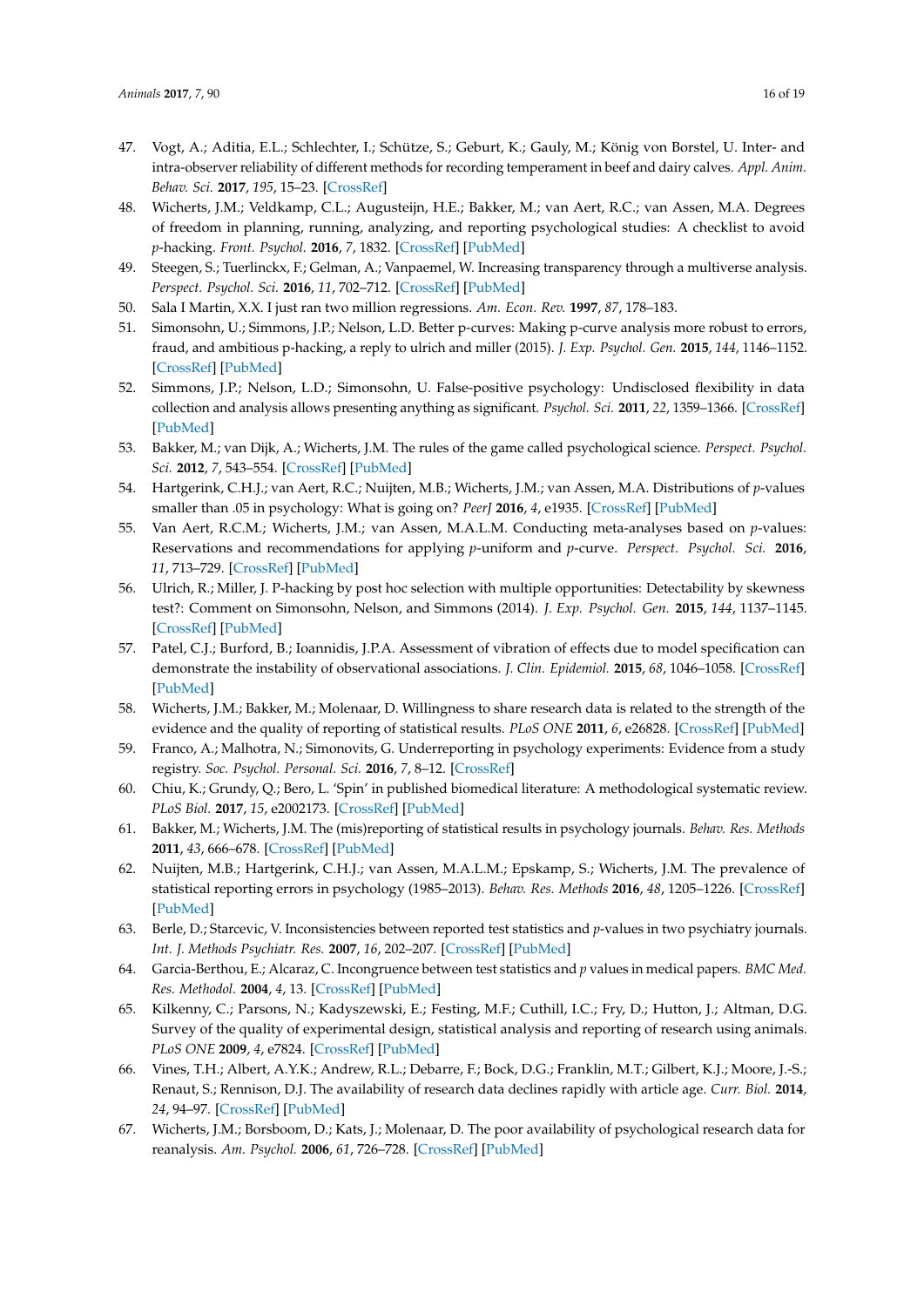47. Vogt, A.; Aditia, E.L.; Schlechter, I.; Schütze, S.; Geburt, K.; Gauly, M.; König von Borstel, U. Inter- and intra-observer reliability of different methods for recording temperament in beef and dairy calves. *Appl. Anim. Behav. Sci.* **2017**, *195*, 15–23. [CrossRef]
48. Wicherts, J.M.; Veldkamp, C.L.; Augusteijn, H.E.; Bakker, M.; van Aert, R.C.; van Assen, M.A. Degrees of freedom in planning, running, analyzing, and reporting psychological studies: A checklist to avoid *p*-hacking. *Front. Psychol.* **2016**, *7*, 1832. [CrossRef] [PubMed]
49. Steegen, S.; Tuerlinckx, F.; Gelman, A.; Vanpaemel, W. Increasing transparency through a multiverse analysis. *Perspect. Psychol. Sci.* **2016**, *11*, 702–712. [CrossRef] [PubMed]
50. Sala I Martin, X.X. I just ran two million regressions. *Am. Econ. Rev.* **1997**, *87*, 178–183.
51. Simonsohn, U.; Simmons, J.P.; Nelson, L.D. Better p-curves: Making p-curve analysis more robust to errors, fraud, and ambitious p-hacking, a reply to ulrich and miller (2015). *J. Exp. Psychol. Gen.* **2015**, *144*, 1146–1152. [CrossRef] [PubMed]
52. Simmons, J.P.; Nelson, L.D.; Simonsohn, U. False-positive psychology: Undisclosed flexibility in data collection and analysis allows presenting anything as significant. *Psychol. Sci.* **2011**, *22*, 1359–1366. [CrossRef] [PubMed]
53. Bakker, M.; van Dijk, A.; Wicherts, J.M. The rules of the game called psychological science. *Perspect. Psychol. Sci.* **2012**, *7*, 543–554. [CrossRef] [PubMed]
54. Hartgerink, C.H.J.; van Aert, R.C.; Nuijten, M.B.; Wicherts, J.M.; van Assen, M.A. Distributions of *p*-values smaller than .05 in psychology: What is going on? *PeerJ* **2016**, *4*, e1935. [CrossRef] [PubMed]
55. Van Aert, R.C.M.; Wicherts, J.M.; van Assen, M.A.L.M. Conducting meta-analyses based on *p*-values: Reservations and recommendations for applying *p*-uniform and *p*-curve. *Perspect. Psychol. Sci.* **2016**, *11*, 713–729. [CrossRef] [PubMed]
56. Ulrich, R.; Miller, J. P-hacking by post hoc selection with multiple opportunities: Detectability by skewness test?: Comment on Simonsohn, Nelson, and Simmons (2014). *J. Exp. Psychol. Gen.* **2015**, *144*, 1137–1145. [CrossRef] [PubMed]
57. Patel, C.J.; Burford, B.; Ioannidis, J.P.A. Assessment of vibration of effects due to model specification can demonstrate the instability of observational associations. *J. Clin. Epidemiol.* **2015**, *68*, 1046–1058. [CrossRef] [PubMed]
58. Wicherts, J.M.; Bakker, M.; Molenaar, D. Willingness to share research data is related to the strength of the evidence and the quality of reporting of statistical results. *PLoS ONE* **2011**, *6*, e26828. [CrossRef] [PubMed]
59. Franco, A.; Malhotra, N.; Simonovits, G. Underreporting in psychology experiments: Evidence from a study registry. *Soc. Psychol. Personal. Sci.* **2016**, *7*, 8–12. [CrossRef]
60. Chiu, K.; Grundy, Q.; Bero, L. 'Spin' in published biomedical literature: A methodological systematic review. *PLoS Biol.* **2017**, *15*, e2002173. [CrossRef] [PubMed]
61. Bakker, M.; Wicherts, J.M. The (mis)reporting of statistical results in psychology journals. *Behav. Res. Methods* **2011**, *43*, 666–678. [CrossRef] [PubMed]
62. Nuijten, M.B.; Hartgerink, C.H.J.; van Assen, M.A.L.M.; Epskamp, S.; Wicherts, J.M. The prevalence of statistical reporting errors in psychology (1985–2013). *Behav. Res. Methods* **2016**, *48*, 1205–1226. [CrossRef] [PubMed]
63. Berle, D.; Starcevic, V. Inconsistencies between reported test statistics and *p*-values in two psychiatry journals. *Int. J. Methods Psychiatr. Res.* **2007**, *16*, 202–207. [CrossRef] [PubMed]
64. Garcia-Berthou, E.; Alcaraz, C. Incongruence between test statistics and *p* values in medical papers. *BMC Med. Res. Methodol.* **2004**, *4*, 13. [CrossRef] [PubMed]
65. Kilkenny, C.; Parsons, N.; Kadyszewski, E.; Festing, M.F.; Cuthill, I.C.; Fry, D.; Hutton, J.; Altman, D.G. Survey of the quality of experimental design, statistical analysis and reporting of research using animals. *PLoS ONE* **2009**, *4*, e7824. [CrossRef] [PubMed]
66. Vines, T.H.; Albert, A.Y.K.; Andrew, R.L.; Debarre, F.; Bock, D.G.; Franklin, M.T.; Gilbert, K.J.; Moore, J.-S.; Renaut, S.; Rennison, D.J. The availability of research data declines rapidly with article age. *Curr. Biol.* **2014**, *24*, 94–97. [CrossRef] [PubMed]
67. Wicherts, J.M.; Borsboom, D.; Kats, J.; Molenaar, D. The poor availability of psychological research data for reanalysis. *Am. Psychol.* **2006**, *61*, 726–728. [CrossRef] [PubMed]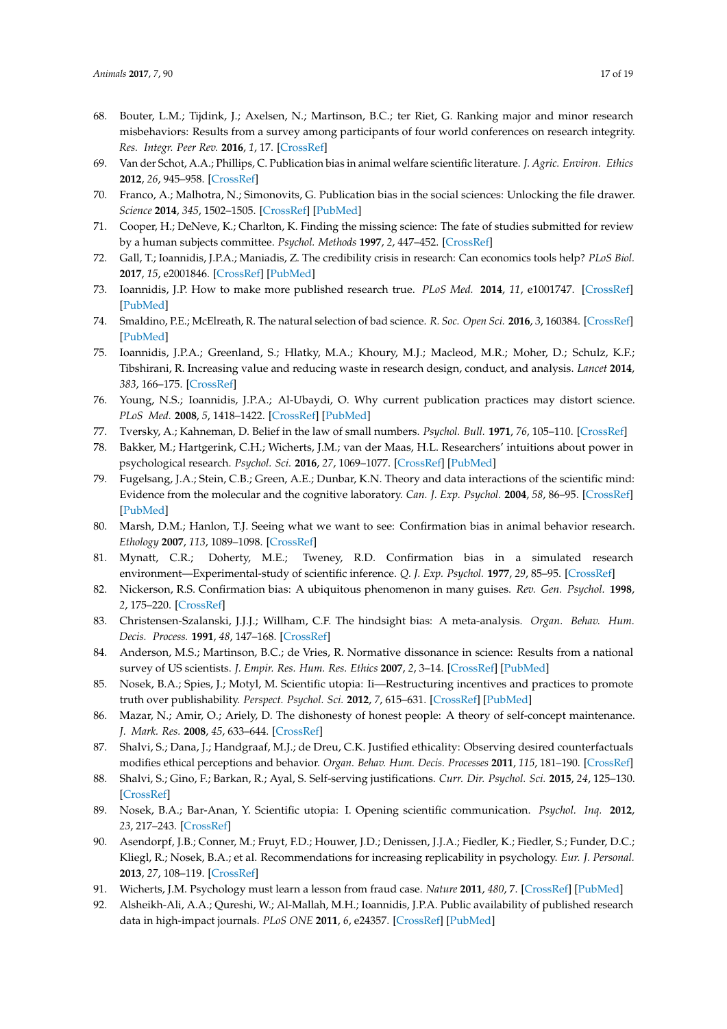68. Bouter, L.M.; Tijdink, J.; Axelsen, N.; Martinson, B.C.; ter Riet, G. Ranking major and minor research misbehaviors: Results from a survey among participants of four world conferences on research integrity. *Res. Integr. Peer Rev.* **2016**, *1*, 17. [CrossRef]
69. Van der Schot, A.A.; Phillips, C. Publication bias in animal welfare scientific literature. *J. Agric. Environ. Ethics* **2012**, *26*, 945–958. [CrossRef]
70. Franco, A.; Malhotra, N.; Simonovits, G. Publication bias in the social sciences: Unlocking the file drawer. *Science* **2014**, *345*, 1502–1505. [CrossRef] [PubMed]
71. Cooper, H.; DeNeve, K.; Charlton, K. Finding the missing science: The fate of studies submitted for review by a human subjects committee. *Psychol. Methods* **1997**, *2*, 447–452. [CrossRef]
72. Gall, T.; Ioannidis, J.P.A.; Maniadis, Z. The credibility crisis in research: Can economics tools help? *PLoS Biol.* **2017**, *15*, e2001846. [CrossRef] [PubMed]
73. Ioannidis, J.P. How to make more published research true. *PLoS Med.* **2014**, *11*, e1001747. [CrossRef] [PubMed]
74. Smaldino, P.E.; McElreath, R. The natural selection of bad science. *R. Soc. Open Sci.* **2016**, *3*, 160384. [CrossRef] [PubMed]
75. Ioannidis, J.P.A.; Greenland, S.; Hlatky, M.A.; Khoury, M.J.; Macleod, M.R.; Moher, D.; Schulz, K.F.; Tibshirani, R. Increasing value and reducing waste in research design, conduct, and analysis. *Lancet* **2014**, *383*, 166–175. [CrossRef]
76. Young, N.S.; Ioannidis, J.P.A.; Al-Ubaydi, O. Why current publication practices may distort science. *PLoS Med.* **2008**, *5*, 1418–1422. [CrossRef] [PubMed]
77. Tversky, A.; Kahneman, D. Belief in the law of small numbers. *Psychol. Bull.* **1971**, *76*, 105–110. [CrossRef]
78. Bakker, M.; Hartgerink, C.H.; Wicherts, J.M.; van der Maas, H.L. Researchers' intuitions about power in psychological research. *Psychol. Sci.* **2016**, *27*, 1069–1077. [CrossRef] [PubMed]
79. Fugelsang, J.A.; Stein, C.B.; Green, A.E.; Dunbar, K.N. Theory and data interactions of the scientific mind: Evidence from the molecular and the cognitive laboratory. *Can. J. Exp. Psychol.* **2004**, *58*, 86–95. [CrossRef] [PubMed]
80. Marsh, D.M.; Hanlon, T.J. Seeing what we want to see: Confirmation bias in animal behavior research. *Ethology* **2007**, *113*, 1089–1098. [CrossRef]
81. Mynatt, C.R.; Doherty, M.E.; Tweney, R.D. Confirmation bias in a simulated research environment—Experimental-study of scientific inference. *Q. J. Exp. Psychol.* **1977**, *29*, 85–95. [CrossRef]
82. Nickerson, R.S. Confirmation bias: A ubiquitous phenomenon in many guises. *Rev. Gen. Psychol.* **1998**, *2*, 175–220. [CrossRef]
83. Christensen-Szalanski, J.J.J.; Willham, C.F. The hindsight bias: A meta-analysis. *Organ. Behav. Hum. Decis. Process.* **1991**, *48*, 147–168. [CrossRef]
84. Anderson, M.S.; Martinson, B.C.; de Vries, R. Normative dissonance in science: Results from a national survey of US scientists. *J. Empir. Res. Hum. Res. Ethics* **2007**, *2*, 3–14. [CrossRef] [PubMed]
85. Nosek, B.A.; Spies, J.; Motyl, M. Scientific utopia: Ii—Restructuring incentives and practices to promote truth over publishability. *Perspect. Psychol. Sci.* **2012**, *7*, 615–631. [CrossRef] [PubMed]
86. Mazar, N.; Amir, O.; Ariely, D. The dishonesty of honest people: A theory of self-concept maintenance. *J. Mark. Res.* **2008**, *45*, 633–644. [CrossRef]
87. Shalvi, S.; Dana, J.; Handgraaf, M.J.; de Dreu, C.K. Justified ethicality: Observing desired counterfactuals modifies ethical perceptions and behavior. *Organ. Behav. Hum. Decis. Processes* **2011**, *115*, 181–190. [CrossRef]
88. Shalvi, S.; Gino, F.; Barkan, R.; Ayal, S. Self-serving justifications. *Curr. Dir. Psychol. Sci.* **2015**, *24*, 125–130. [CrossRef]
89. Nosek, B.A.; Bar-Anan, Y. Scientific utopia: I. Opening scientific communication. *Psychol. Inq.* **2012**, *23*, 217–243. [CrossRef]
90. Asendorpf, J.B.; Conner, M.; Fruyt, F.D.; Houwer, J.D.; Denissen, J.J.A.; Fiedler, K.; Fiedler, S.; Funder, D.C.; Kliegl, R.; Nosek, B.A.; et al. Recommendations for increasing replicability in psychology. *Eur. J. Personal.* **2013**, *27*, 108–119. [CrossRef]
91. Wicherts, J.M. Psychology must learn a lesson from fraud case. *Nature* **2011**, *480*, 7. [CrossRef] [PubMed]
92. Alsheikh-Ali, A.A.; Qureshi, W.; Al-Mallah, M.H.; Ioannidis, J.P.A. Public availability of published research data in high-impact journals. *PLoS ONE* **2011**, *6*, e24357. [CrossRef] [PubMed]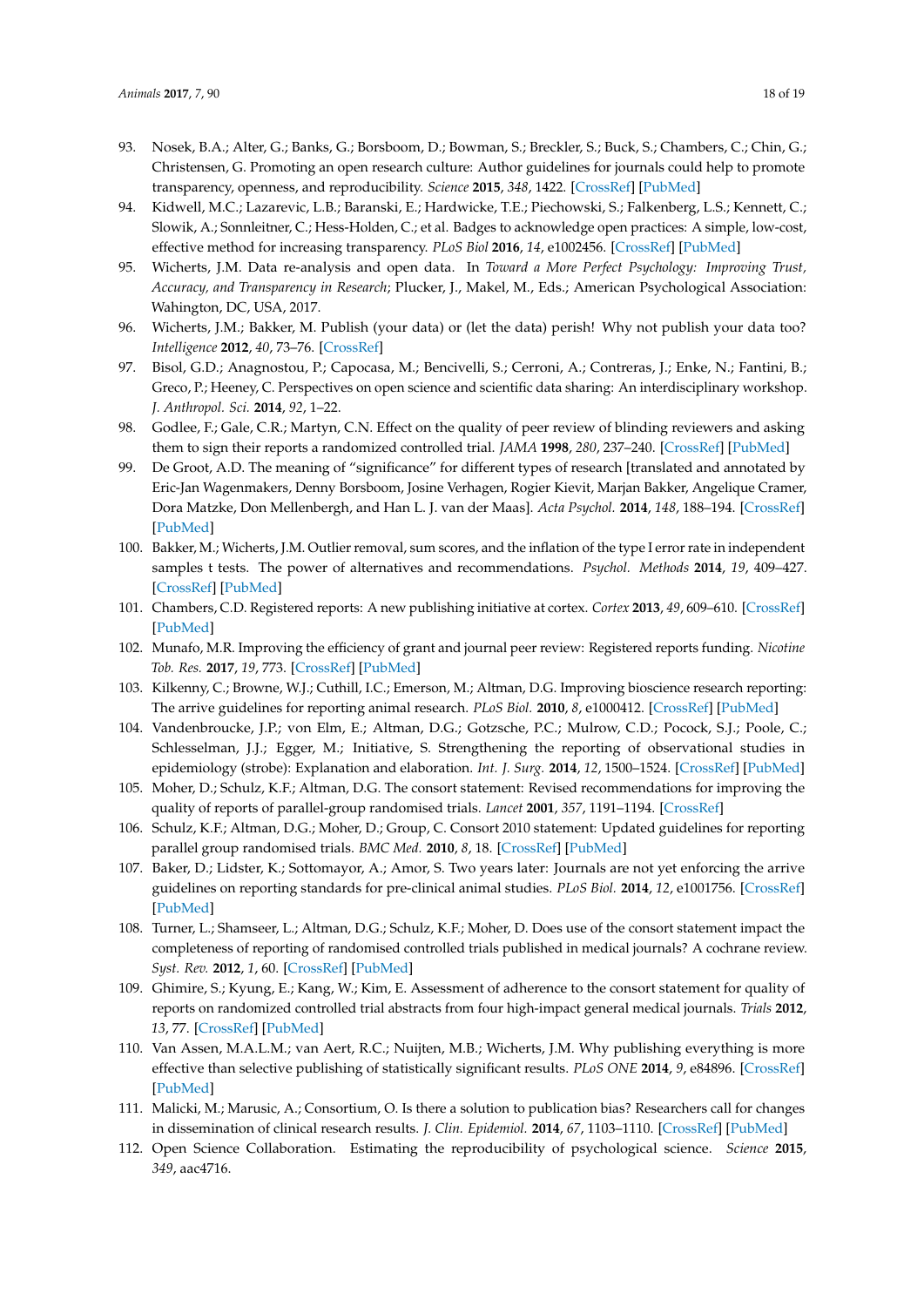93. Nosek, B.A.; Alter, G.; Banks, G.; Borsboom, D.; Bowman, S.; Breckler, S.; Buck, S.; Chambers, C.; Chin, G.; Christensen, G. Promoting an open research culture: Author guidelines for journals could help to promote transparency, openness, and reproducibility. *Science* **2015**, *348*, 1422. [CrossRef] [PubMed]
94. Kidwell, M.C.; Lazarevic, L.B.; Baranski, E.; Hardwicke, T.E.; Piechowski, S.; Falkenberg, L.S.; Kennett, C.; Slowik, A.; Sonnleitner, C.; Hess-Holden, C.; et al. Badges to acknowledge open practices: A simple, low-cost, effective method for increasing transparency. *PLoS Biol* **2016**, *14*, e1002456. [CrossRef] [PubMed]
95. Wicherts, J.M. Data re-analysis and open data. In *Toward a More Perfect Psychology: Improving Trust, Accuracy, and Transparency in Research*; Plucker, J., Makel, M., Eds.; American Psychological Association: Wahington, DC, USA, 2017.
96. Wicherts, J.M.; Bakker, M. Publish (your data) or (let the data) perish! Why not publish your data too? *Intelligence* **2012**, *40*, 73–76. [CrossRef]
97. Bisol, G.D.; Anagnostou, P.; Capocasa, M.; Bencivelli, S.; Cerroni, A.; Contreras, J.; Enke, N.; Fantini, B.; Greco, P.; Heeney, C. Perspectives on open science and scientific data sharing: An interdisciplinary workshop. *J. Anthropol. Sci.* **2014**, *92*, 1–22.
98. Godlee, F.; Gale, C.R.; Martyn, C.N. Effect on the quality of peer review of blinding reviewers and asking them to sign their reports a randomized controlled trial. *JAMA* **1998**, *280*, 237–240. [CrossRef] [PubMed]
99. De Groot, A.D. The meaning of "significance" for different types of research [translated and annotated by Eric-Jan Wagenmakers, Denny Borsboom, Josine Verhagen, Rogier Kievit, Marjan Bakker, Angelique Cramer, Dora Matzke, Don Mellenbergh, and Han L. J. van der Maas]. *Acta Psychol.* **2014**, *148*, 188–194. [CrossRef] [PubMed]
100. Bakker, M.; Wicherts, J.M. Outlier removal, sum scores, and the inflation of the type I error rate in independent samples t tests. The power of alternatives and recommendations. *Psychol. Methods* **2014**, *19*, 409–427. [CrossRef] [PubMed]
101. Chambers, C.D. Registered reports: A new publishing initiative at cortex. *Cortex* **2013**, *49*, 609–610. [CrossRef] [PubMed]
102. Munafo, M.R. Improving the efficiency of grant and journal peer review: Registered reports funding. *Nicotine Tob. Res.* **2017**, *19*, 773. [CrossRef] [PubMed]
103. Kilkenny, C.; Browne, W.J.; Cuthill, I.C.; Emerson, M.; Altman, D.G. Improving bioscience research reporting: The arrive guidelines for reporting animal research. *PLoS Biol.* **2010**, *8*, e1000412. [CrossRef] [PubMed]
104. Vandenbroucke, J.P.; von Elm, E.; Altman, D.G.; Gotzsche, P.C.; Mulrow, C.D.; Pocock, S.J.; Poole, C.; Schlesselman, J.J.; Egger, M.; Initiative, S. Strengthening the reporting of observational studies in epidemiology (strobe): Explanation and elaboration. *Int. J. Surg.* **2014**, *12*, 1500–1524. [CrossRef] [PubMed]
105. Moher, D.; Schulz, K.F.; Altman, D.G. The consort statement: Revised recommendations for improving the quality of reports of parallel-group randomised trials. *Lancet* **2001**, *357*, 1191–1194. [CrossRef]
106. Schulz, K.F.; Altman, D.G.; Moher, D.; Group, C. Consort 2010 statement: Updated guidelines for reporting parallel group randomised trials. *BMC Med.* **2010**, *8*, 18. [CrossRef] [PubMed]
107. Baker, D.; Lidster, K.; Sottomayor, A.; Amor, S. Two years later: Journals are not yet enforcing the arrive guidelines on reporting standards for pre-clinical animal studies. *PLoS Biol.* **2014**, *12*, e1001756. [CrossRef] [PubMed]
108. Turner, L.; Shamseer, L.; Altman, D.G.; Schulz, K.F.; Moher, D. Does use of the consort statement impact the completeness of reporting of randomised controlled trials published in medical journals? A cochrane review. *Syst. Rev.* **2012**, *1*, 60. [CrossRef] [PubMed]
109. Ghimire, S.; Kyung, E.; Kang, W.; Kim, E. Assessment of adherence to the consort statement for quality of reports on randomized controlled trial abstracts from four high-impact general medical journals. *Trials* **2012**, *13*, 77. [CrossRef] [PubMed]
110. Van Assen, M.A.L.M.; van Aert, R.C.; Nuijten, M.B.; Wicherts, J.M. Why publishing everything is more effective than selective publishing of statistically significant results. *PLoS ONE* **2014**, *9*, e84896. [CrossRef] [PubMed]
111. Malicki, M.; Marusic, A.; Consortium, O. Is there a solution to publication bias? Researchers call for changes in dissemination of clinical research results. *J. Clin. Epidemiol.* **2014**, *67*, 1103–1110. [CrossRef] [PubMed]
112. Open Science Collaboration. Estimating the reproducibility of psychological science. *Science* **2015**, *349*, aac4716.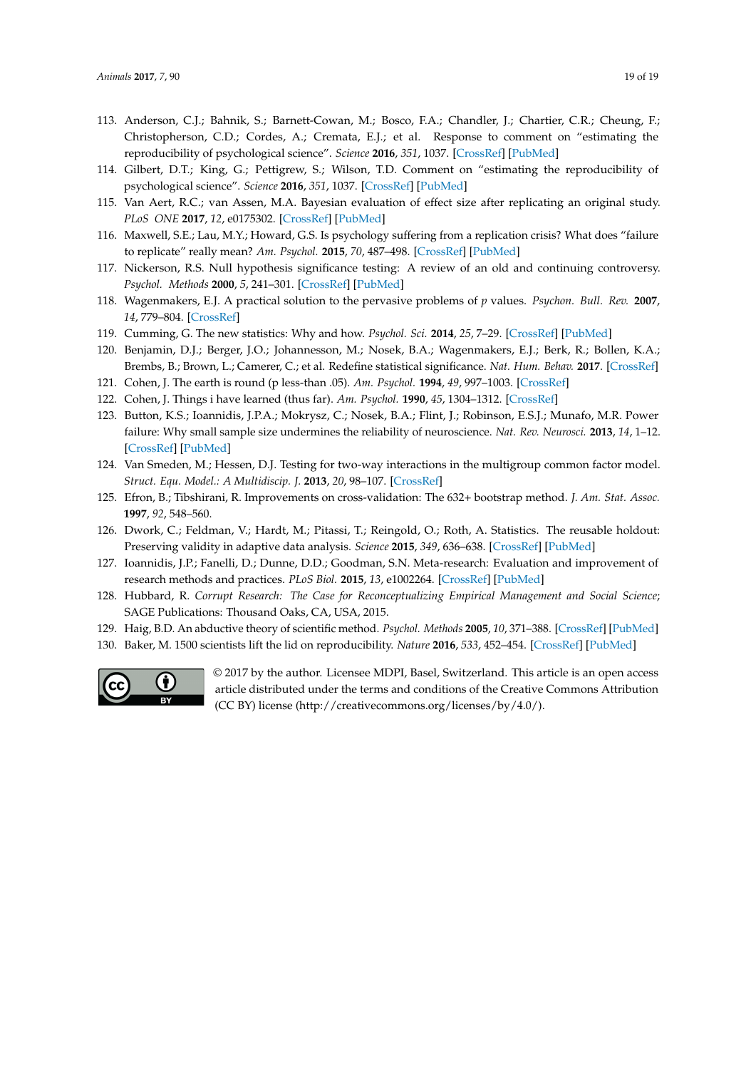113. Anderson, C.J.; Bahnik, S.; Barnett-Cowan, M.; Bosco, F.A.; Chandler, J.; Chartier, C.R.; Cheung, F.; Christopherson, C.D.; Cordes, A.; Cremata, E.J.; et al. Response to comment on "estimating the reproducibility of psychological science". *Science* **2016**, *351*, 1037. [CrossRef] [PubMed]
114. Gilbert, D.T.; King, G.; Pettigrew, S.; Wilson, T.D. Comment on "estimating the reproducibility of psychological science". *Science* **2016**, *351*, 1037. [CrossRef] [PubMed]
115. Van Aert, R.C.; van Assen, M.A. Bayesian evaluation of effect size after replicating an original study. *PLoS ONE* **2017**, *12*, e0175302. [CrossRef] [PubMed]
116. Maxwell, S.E.; Lau, M.Y.; Howard, G.S. Is psychology suffering from a replication crisis? What does "failure to replicate" really mean? *Am. Psychol.* **2015**, *70*, 487–498. [CrossRef] [PubMed]
117. Nickerson, R.S. Null hypothesis significance testing: A review of an old and continuing controversy. *Psychol. Methods* **2000**, *5*, 241–301. [CrossRef] [PubMed]
118. Wagenmakers, E.J. A practical solution to the pervasive problems of *p* values. *Psychon. Bull. Rev.* **2007**, *14*, 779–804. [CrossRef]
119. Cumming, G. The new statistics: Why and how. *Psychol. Sci.* **2014**, *25*, 7–29. [CrossRef] [PubMed]
120. Benjamin, D.J.; Berger, J.O.; Johannesson, M.; Nosek, B.A.; Wagenmakers, E.J.; Berk, R.; Bollen, K.A.; Brembs, B.; Brown, L.; Camerer, C.; et al. Redefine statistical significance. *Nat. Hum. Behav.* **2017**. [CrossRef]
121. Cohen, J. The earth is round (p less-than .05). *Am. Psychol.* **1994**, *49*, 997–1003. [CrossRef]
122. Cohen, J. Things i have learned (thus far). *Am. Psychol.* **1990**, *45*, 1304–1312. [CrossRef]
123. Button, K.S.; Ioannidis, J.P.A.; Mokrysz, C.; Nosek, B.A.; Flint, J.; Robinson, E.S.J.; Munafo, M.R. Power failure: Why small sample size undermines the reliability of neuroscience. *Nat. Rev. Neurosci.* **2013**, *14*, 1–12. [CrossRef] [PubMed]
124. Van Smeden, M.; Hessen, D.J. Testing for two-way interactions in the multigroup common factor model. *Struct. Equ. Model.: A Multidiscip. J.* **2013**, *20*, 98–107. [CrossRef]
125. Efron, B.; Tibshirani, R. Improvements on cross-validation: The 632+ bootstrap method. *J. Am. Stat. Assoc.* **1997**, *92*, 548–560.
126. Dwork, C.; Feldman, V.; Hardt, M.; Pitassi, T.; Reingold, O.; Roth, A. Statistics. The reusable holdout: Preserving validity in adaptive data analysis. *Science* **2015**, *349*, 636–638. [CrossRef] [PubMed]
127. Ioannidis, J.P.; Fanelli, D.; Dunne, D.D.; Goodman, S.N. Meta-research: Evaluation and improvement of research methods and practices. *PLoS Biol.* **2015**, *13*, e1002264. [CrossRef] [PubMed]
128. Hubbard, R. *Corrupt Research: The Case for Reconceptualizing Empirical Management and Social Science*; SAGE Publications: Thousand Oaks, CA, USA, 2015.
129. Haig, B.D. An abductive theory of scientific method. *Psychol. Methods* **2005**, *10*, 371–388. [CrossRef] [PubMed]
130. Baker, M. 1500 scientists lift the lid on reproducibility. *Nature* **2016**, *533*, 452–454. [CrossRef] [PubMed]

© 2017 by the author. Licensee MDPI, Basel, Switzerland. This article is an open access article distributed under the terms and conditions of the Creative Commons Attribution (CC BY) license (http://creativecommons.org/licenses/by/4.0/).